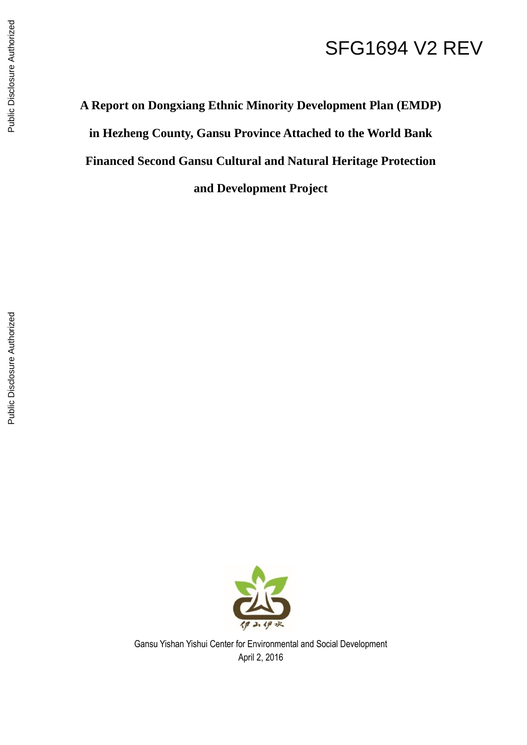SFG1694 V2 REV

# A Report on Dongxiang Ethnic Minority Development Plan (EMDP) in Hezheng County, Gansu Province Attached to the World Bank Financed Second Gansu Cultural and Natural Heritage Protection and Development Project

Gansu Yishan Yishui Center for Environmental and Social Development

April 2, 2016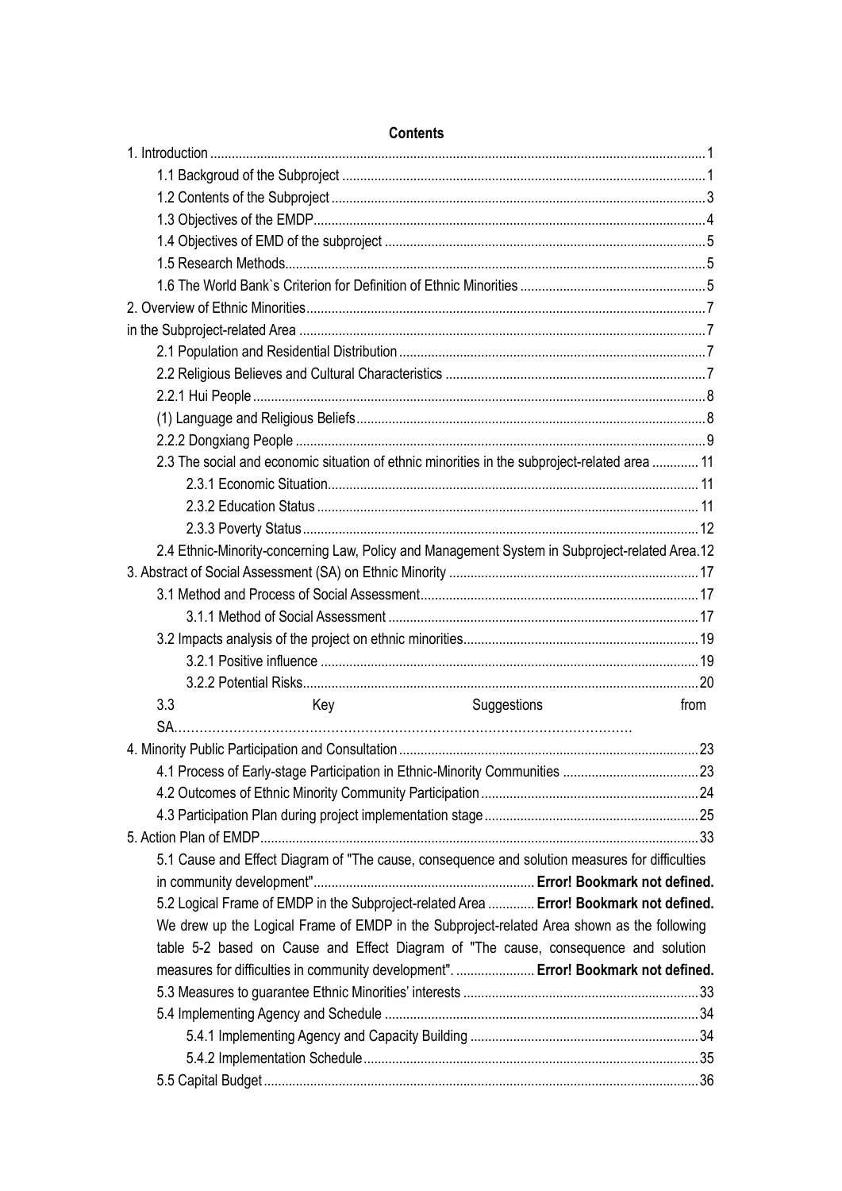**Contents**

1. Introduction ........................................................................................................ 1
   - 1.1 Backgroud of the Subproject ........................................................................ 1
   - 1.2 Contents of the Subproject ........................................................................... 3
   - 1.3 Objectives of the EMDP................................................................................ 4
   - 1.4 Objectives of EMD of the subproject ............................................................. 5
   - 1.5 Research Methods......................................................................................... 5
   - 1.6 The World Bank`s Criterion for Definition of Ethnic Minorities ......................... 5

2. Overview of Ethnic Minorities.................................................................................. 7

in the Subproject-related Area ..................................................................................... 7
   - 2.1 Population and Residential Distribution ......................................................... 7
   - 2.2 Religious Believes and Cultural Characteristics ............................................. 7
   - 2.2.1 Hui People ................................................................................................. 8
   - (1) Language and Religious Beliefs..................................................................... 8
   - 2.2.2 Dongxiang People ...................................................................................... 9
   - 2.3 The social and economic situation of ethnic minorities in the subproject-related area ............. 11
     - 2.3.1 Economic Situation.......................................................................... 11
     - 2.3.2 Education Status ............................................................................. 11
     - 2.3.3 Poverty Status................................................................................. 12
   - 2.4 Ethnic-Minority-concerning Law, Policy and Management System in Subproject-related Area.12

3. Abstract of Social Assessment (SA) on Ethnic Minority ............................................. 17
   - 3.1 Method and Process of Social Assessment.................................................... 17
     - 3.1.1 Method of Social Assessment .......................................................... 17
   - 3.2 Impacts analysis of the project on ethnic minorities........................................ 19
     - 3.2.1 Positive influence ............................................................................ 19
     - 3.2.2 Potential Risks................................................................................. 20
   - 3.3 Key Suggestions from SA………………………………………………………………………………

4. Minority Public Participation and Consultation ......................................................... 23
   - 4.1 Process of Early-stage Participation in Ethnic-Minority Communities ................ 23
   - 4.2 Outcomes of Ethnic Minority Community Participation .................................... 24
   - 4.3 Participation Plan during project implementation stage ................................... 25

5. Action Plan of EMDP............................................................................................. 33
   - 5.1 Cause and Effect Diagram of "The cause, consequence and solution measures for difficulties in community development"............................................................... **Error! Bookmark not defined.**
   - 5.2 Logical Frame of EMDP in the Subproject-related Area ............. **Error! Bookmark not defined.**
   
     We drew up the Logical Frame of EMDP in the Subproject-related Area shown as the following table 5-2 based on Cause and Effect Diagram of "The cause, consequence and solution measures for difficulties in community development". ...................... **Error! Bookmark not defined.**
   - 5.3 Measures to guarantee Ethnic Minorities' interests ........................................... 33
   - 5.4 Implementing Agency and Schedule ............................................................. 34
     - 5.4.1 Implementing Agency and Capacity Building .................................... 34
     - 5.4.2 Implementation Schedule................................................................ 35
   - 5.5 Capital Budget............................................................................................ 36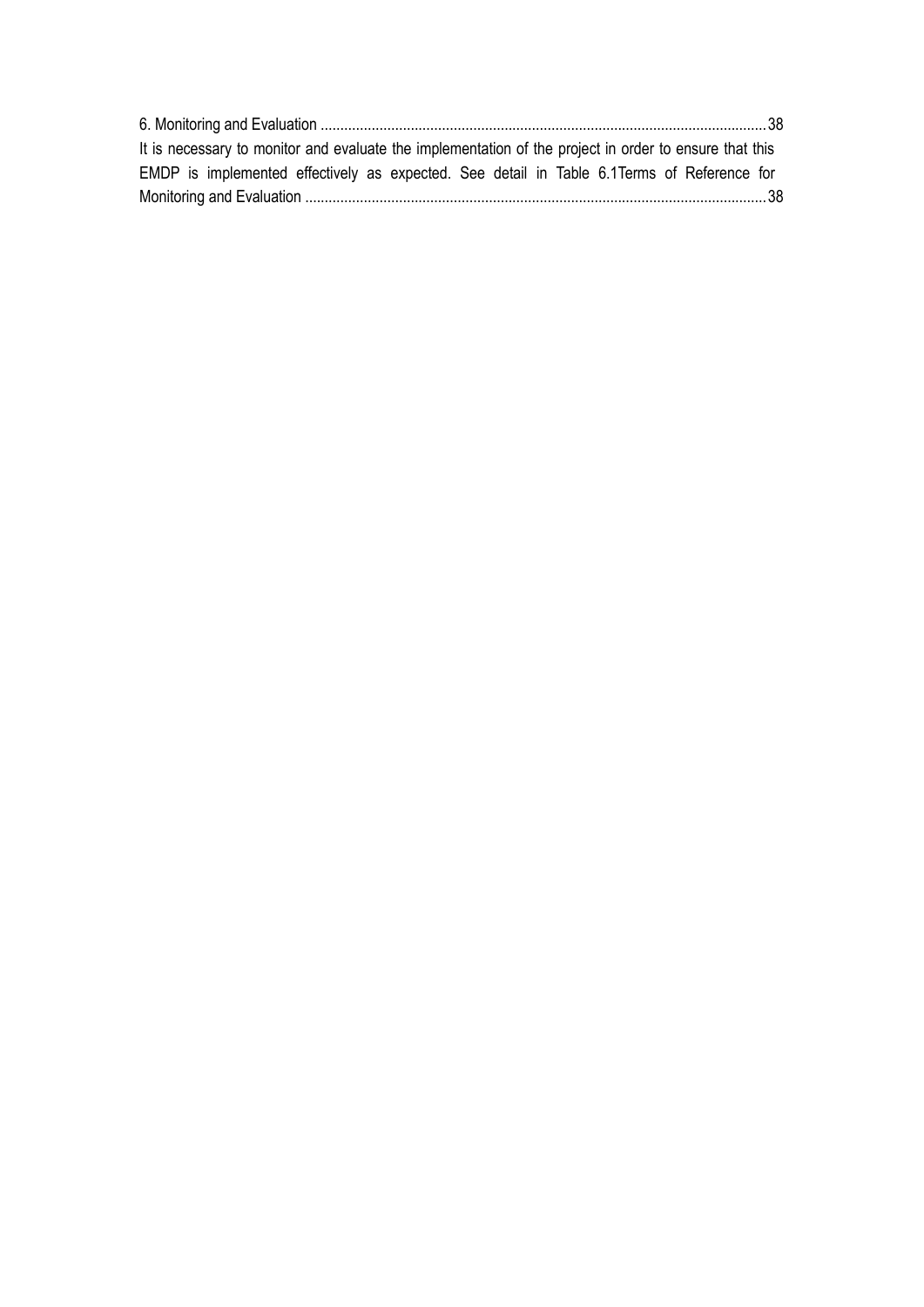6. Monitoring and Evaluation ........................................................................................................38

It is necessary to monitor and evaluate the implementation of the project in order to ensure that this EMDP is implemented effectively as expected. See detail in Table 6.1Terms of Reference for Monitoring and Evaluation ........................................................................................................38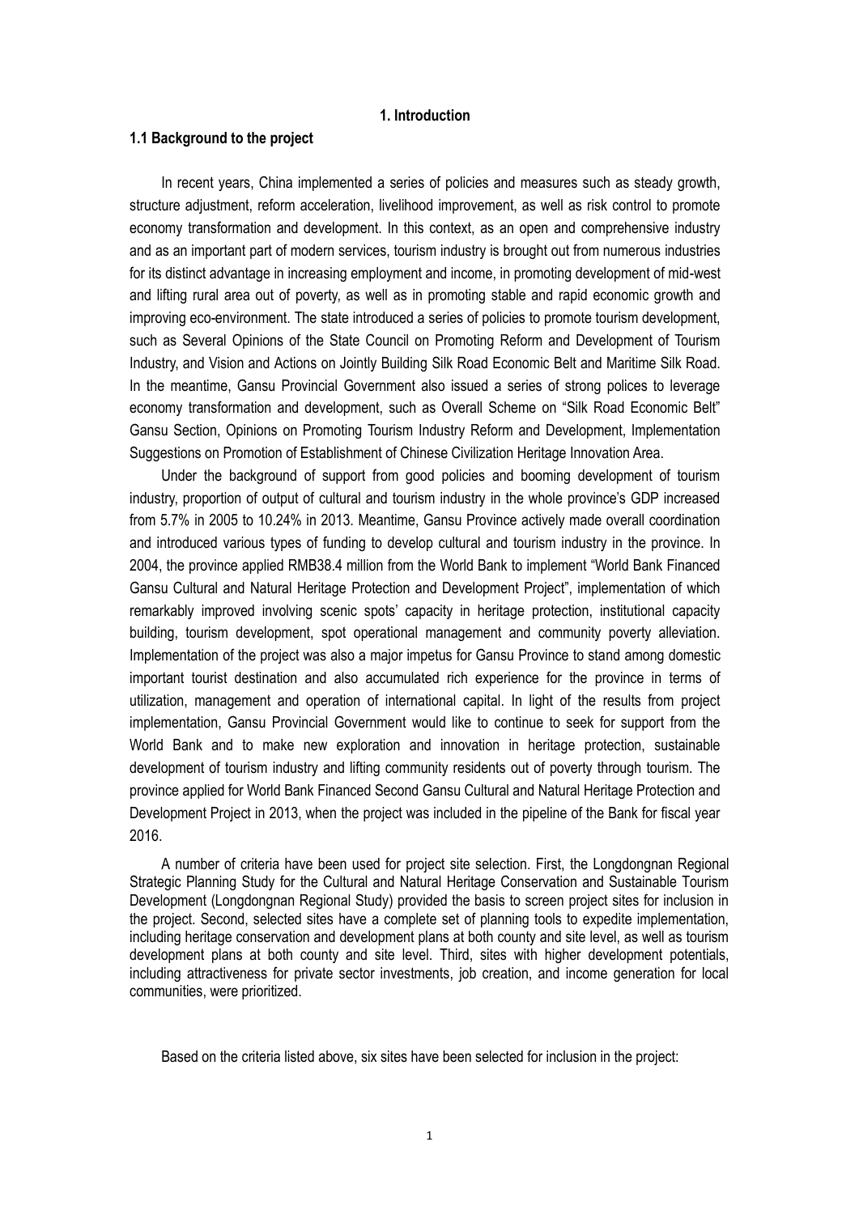# 1. Introduction

## 1.1 Background to the project

In recent years, China implemented a series of policies and measures such as steady growth, structure adjustment, reform acceleration, livelihood improvement, as well as risk control to promote economy transformation and development. In this context, as an open and comprehensive industry and as an important part of modern services, tourism industry is brought out from numerous industries for its distinct advantage in increasing employment and income, in promoting development of mid-west and lifting rural area out of poverty, as well as in promoting stable and rapid economic growth and improving eco-environment. The state introduced a series of policies to promote tourism development, such as Several Opinions of the State Council on Promoting Reform and Development of Tourism Industry, and Vision and Actions on Jointly Building Silk Road Economic Belt and Maritime Silk Road. In the meantime, Gansu Provincial Government also issued a series of strong polices to leverage economy transformation and development, such as Overall Scheme on "Silk Road Economic Belt" Gansu Section, Opinions on Promoting Tourism Industry Reform and Development, Implementation Suggestions on Promotion of Establishment of Chinese Civilization Heritage Innovation Area.

Under the background of support from good policies and booming development of tourism industry, proportion of output of cultural and tourism industry in the whole province's GDP increased from 5.7% in 2005 to 10.24% in 2013. Meantime, Gansu Province actively made overall coordination and introduced various types of funding to develop cultural and tourism industry in the province. In 2004, the province applied RMB38.4 million from the World Bank to implement "World Bank Financed Gansu Cultural and Natural Heritage Protection and Development Project", implementation of which remarkably improved involving scenic spots' capacity in heritage protection, institutional capacity building, tourism development, spot operational management and community poverty alleviation. Implementation of the project was also a major impetus for Gansu Province to stand among domestic important tourist destination and also accumulated rich experience for the province in terms of utilization, management and operation of international capital. In light of the results from project implementation, Gansu Provincial Government would like to continue to seek for support from the World Bank and to make new exploration and innovation in heritage protection, sustainable development of tourism industry and lifting community residents out of poverty through tourism. The province applied for World Bank Financed Second Gansu Cultural and Natural Heritage Protection and Development Project in 2013, when the project was included in the pipeline of the Bank for fiscal year 2016.

A number of criteria have been used for project site selection. First, the Longdongnan Regional Strategic Planning Study for the Cultural and Natural Heritage Conservation and Sustainable Tourism Development (Longdongnan Regional Study) provided the basis to screen project sites for inclusion in the project. Second, selected sites have a complete set of planning tools to expedite implementation, including heritage conservation and development plans at both county and site level, as well as tourism development plans at both county and site level. Third, sites with higher development potentials, including attractiveness for private sector investments, job creation, and income generation for local communities, were prioritized.

Based on the criteria listed above, six sites have been selected for inclusion in the project: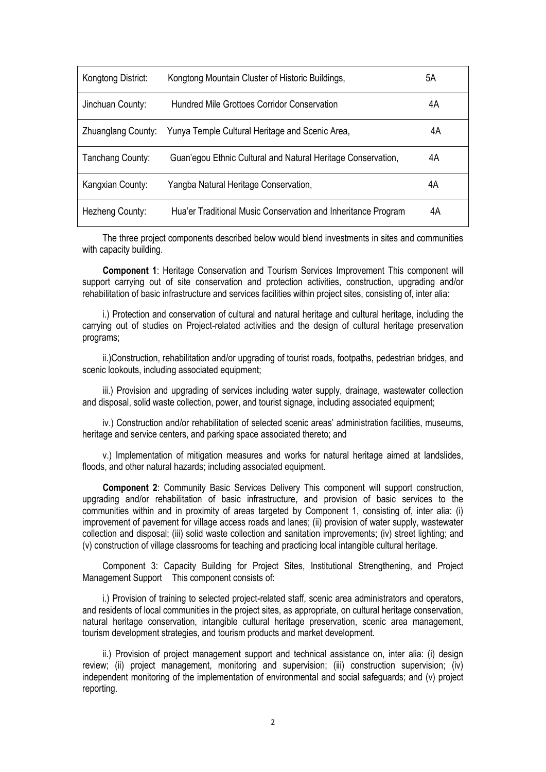| Kongtong District: | Kongtong Mountain Cluster of Historic Buildings, | 5A |
|---|---|---|
| Jinchuan County: | Hundred Mile Grottoes Corridor Conservation | 4A |
| Zhuanglang County: | Yunya Temple Cultural Heritage and Scenic Area, | 4A |
| Tanchang County: | Guan'egou Ethnic Cultural and Natural Heritage Conservation, | 4A |
| Kangxian County: | Yangba Natural Heritage Conservation, | 4A |
| Hezheng County: | Hua'er Traditional Music Conservation and Inheritance Program | 4A |

The three project components described below would blend investments in sites and communities with capacity building.

**Component 1**: Heritage Conservation and Tourism Services Improvement This component will support carrying out of site conservation and protection activities, construction, upgrading and/or rehabilitation of basic infrastructure and services facilities within project sites, consisting of, inter alia:

i.) Protection and conservation of cultural and natural heritage and cultural heritage, including the carrying out of studies on Project-related activities and the design of cultural heritage preservation programs;

ii.)Construction, rehabilitation and/or upgrading of tourist roads, footpaths, pedestrian bridges, and scenic lookouts, including associated equipment;

iii.) Provision and upgrading of services including water supply, drainage, wastewater collection and disposal, solid waste collection, power, and tourist signage, including associated equipment;

iv.) Construction and/or rehabilitation of selected scenic areas' administration facilities, museums, heritage and service centers, and parking space associated thereto; and

v.) Implementation of mitigation measures and works for natural heritage aimed at landslides, floods, and other natural hazards; including associated equipment.

**Component 2**: Community Basic Services Delivery This component will support construction, upgrading and/or rehabilitation of basic infrastructure, and provision of basic services to the communities within and in proximity of areas targeted by Component 1, consisting of, inter alia: (i) improvement of pavement for village access roads and lanes; (ii) provision of water supply, wastewater collection and disposal; (iii) solid waste collection and sanitation improvements; (iv) street lighting; and (v) construction of village classrooms for teaching and practicing local intangible cultural heritage.

Component 3: Capacity Building for Project Sites, Institutional Strengthening, and Project Management Support This component consists of:

i.) Provision of training to selected project-related staff, scenic area administrators and operators, and residents of local communities in the project sites, as appropriate, on cultural heritage conservation, natural heritage conservation, intangible cultural heritage preservation, scenic area management, tourism development strategies, and tourism products and market development.

ii.) Provision of project management support and technical assistance on, inter alia: (i) design review; (ii) project management, monitoring and supervision; (iii) construction supervision; (iv) independent monitoring of the implementation of environmental and social safeguards; and (v) project reporting.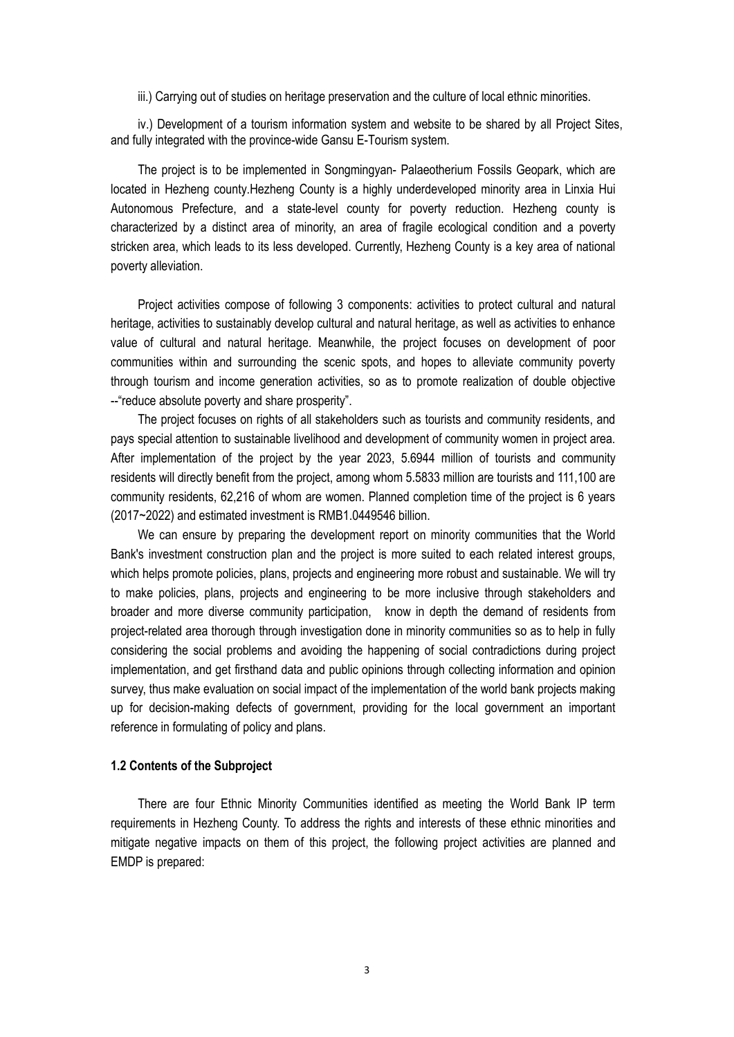iii.) Carrying out of studies on heritage preservation and the culture of local ethnic minorities.

iv.) Development of a tourism information system and website to be shared by all Project Sites, and fully integrated with the province-wide Gansu E-Tourism system.

The project is to be implemented in Songmingyan- Palaeotherium Fossils Geopark, which are located in Hezheng county.Hezheng County is a highly underdeveloped minority area in Linxia Hui Autonomous Prefecture, and a state-level county for poverty reduction. Hezheng county is characterized by a distinct area of minority, an area of fragile ecological condition and a poverty stricken area, which leads to its less developed. Currently, Hezheng County is a key area of national poverty alleviation.

Project activities compose of following 3 components: activities to protect cultural and natural heritage, activities to sustainably develop cultural and natural heritage, as well as activities to enhance value of cultural and natural heritage. Meanwhile, the project focuses on development of poor communities within and surrounding the scenic spots, and hopes to alleviate community poverty through tourism and income generation activities, so as to promote realization of double objective --"reduce absolute poverty and share prosperity".

The project focuses on rights of all stakeholders such as tourists and community residents, and pays special attention to sustainable livelihood and development of community women in project area. After implementation of the project by the year 2023, 5.6944 million of tourists and community residents will directly benefit from the project, among whom 5.5833 million are tourists and 111,100 are community residents, 62,216 of whom are women. Planned completion time of the project is 6 years (2017~2022) and estimated investment is RMB1.0449546 billion.

We can ensure by preparing the development report on minority communities that the World Bank's investment construction plan and the project is more suited to each related interest groups, which helps promote policies, plans, projects and engineering more robust and sustainable. We will try to make policies, plans, projects and engineering to be more inclusive through stakeholders and broader and more diverse community participation, know in depth the demand of residents from project-related area thorough through investigation done in minority communities so as to help in fully considering the social problems and avoiding the happening of social contradictions during project implementation, and get firsthand data and public opinions through collecting information and opinion survey, thus make evaluation on social impact of the implementation of the world bank projects making up for decision-making defects of government, providing for the local government an important reference in formulating of policy and plans.

### 1.2 Contents of the Subproject

There are four Ethnic Minority Communities identified as meeting the World Bank IP term requirements in Hezheng County. To address the rights and interests of these ethnic minorities and mitigate negative impacts on them of this project, the following project activities are planned and EMDP is prepared: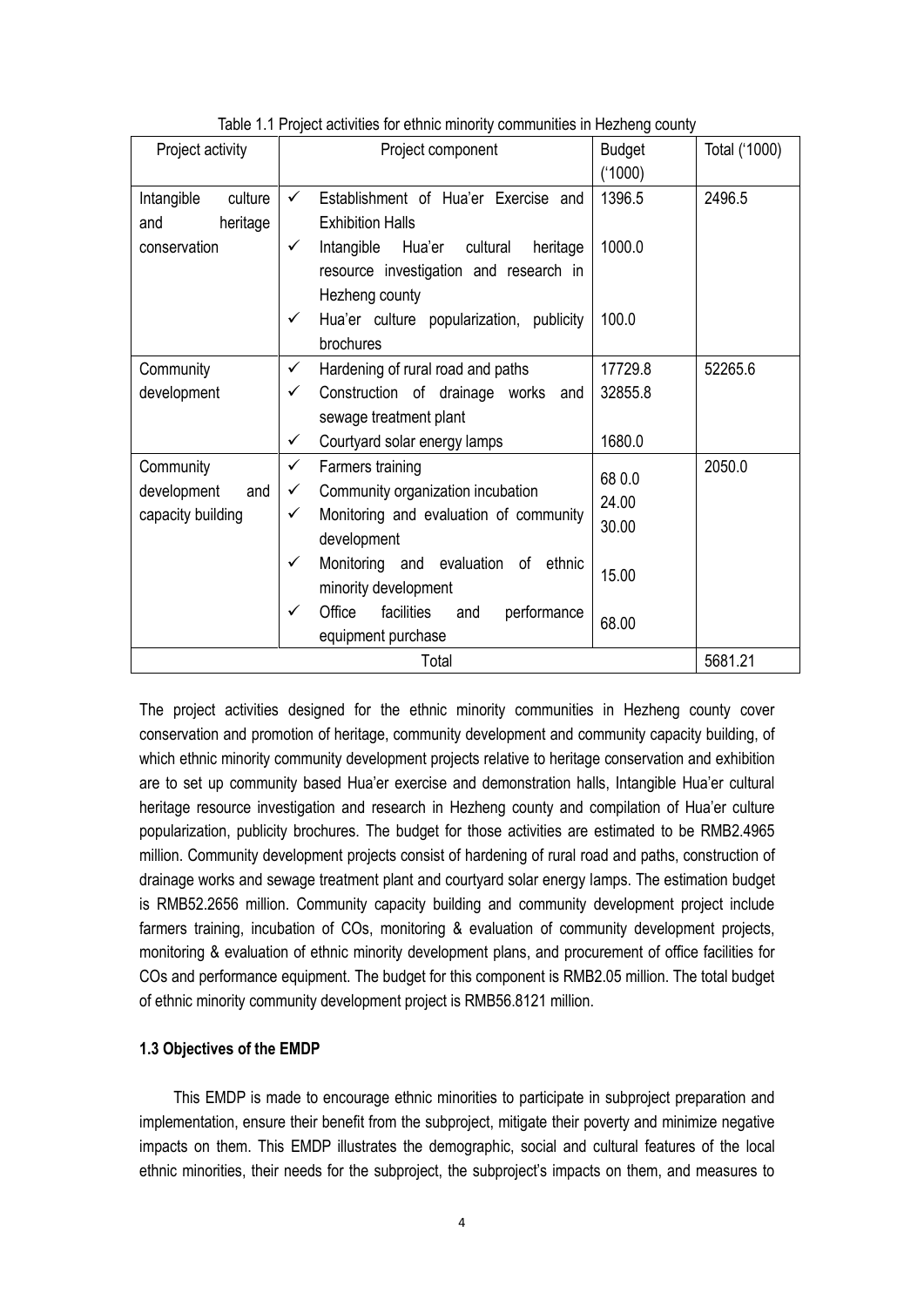Table 1.1 Project activities for ethnic minority communities in Hezheng county

| Project activity | Project component | Budget ('1000) | Total ('1000) |
|---|---|---|---|
| Intangible culture and heritage conservation | ✓ Establishment of Hua'er Exercise and Exhibition Halls | 1396.5 | 2496.5 |
| | ✓ Intangible Hua'er cultural heritage resource investigation and research in Hezheng county | 1000.0 | |
| | ✓ Hua'er culture popularization, publicity brochures | 100.0 | |
| Community development | ✓ Hardening of rural road and paths | 17729.8 | 52265.6 |
| | ✓ Construction of drainage works and sewage treatment plant | 32855.8 | |
| | ✓ Courtyard solar energy lamps | 1680.0 | |
| Community development and capacity building | ✓ Farmers training | 68 0.0 | 2050.0 |
| | ✓ Community organization incubation | 24.00 | |
| | ✓ Monitoring and evaluation of community development | 30.00 | |
| | ✓ Monitoring and evaluation of ethnic minority development | 15.00 | |
| | ✓ Office facilities and performance equipment purchase | 68.00 | |
| Total | | | 5681.21 |

The project activities designed for the ethnic minority communities in Hezheng county cover conservation and promotion of heritage, community development and community capacity building, of which ethnic minority community development projects relative to heritage conservation and exhibition are to set up community based Hua'er exercise and demonstration halls, Intangible Hua'er cultural heritage resource investigation and research in Hezheng county and compilation of Hua'er culture popularization, publicity brochures. The budget for those activities are estimated to be RMB2.4965 million. Community development projects consist of hardening of rural road and paths, construction of drainage works and sewage treatment plant and courtyard solar energy lamps. The estimation budget is RMB52.2656 million. Community capacity building and community development project include farmers training, incubation of COs, monitoring & evaluation of community development projects, monitoring & evaluation of ethnic minority development plans, and procurement of office facilities for COs and performance equipment. The budget for this component is RMB2.05 million. The total budget of ethnic minority community development project is RMB56.8121 million.

**1.3 Objectives of the EMDP**

This EMDP is made to encourage ethnic minorities to participate in subproject preparation and implementation, ensure their benefit from the subproject, mitigate their poverty and minimize negative impacts on them. This EMDP illustrates the demographic, social and cultural features of the local ethnic minorities, their needs for the subproject, the subproject's impacts on them, and measures to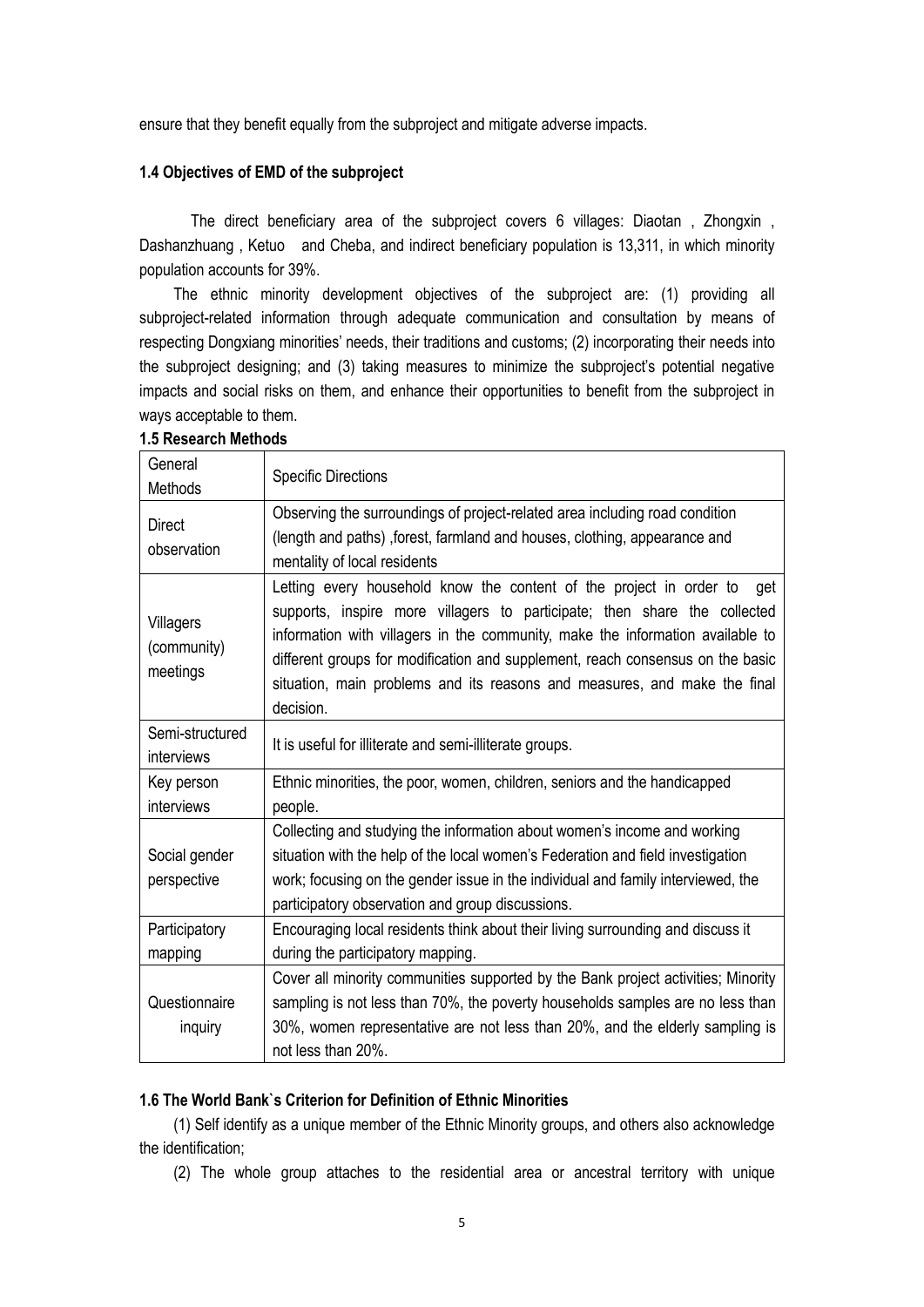ensure that they benefit equally from the subproject and mitigate adverse impacts.

### 1.4 Objectives of EMD of the subproject

The direct beneficiary area of the subproject covers 6 villages: Diaotan , Zhongxin , Dashanzhuang , Ketuo and Cheba, and indirect beneficiary population is 13,311, in which minority population accounts for 39%.

The ethnic minority development objectives of the subproject are: (1) providing all subproject-related information through adequate communication and consultation by means of respecting Dongxiang minorities' needs, their traditions and customs; (2) incorporating their needs into the subproject designing; and (3) taking measures to minimize the subproject's potential negative impacts and social risks on them, and enhance their opportunities to benefit from the subproject in ways acceptable to them.

### 1.5 Research Methods

| General Methods | Specific Directions |
|---|---|
| Direct observation | Observing the surroundings of project-related area including road condition (length and paths) ,forest, farmland and houses, clothing, appearance and mentality of local residents |
| Villagers (community) meetings | Letting every household know the content of the project in order to get supports, inspire more villagers to participate; then share the collected information with villagers in the community, make the information available to different groups for modification and supplement, reach consensus on the basic situation, main problems and its reasons and measures, and make the final decision. |
| Semi-structured interviews | It is useful for illiterate and semi-illiterate groups. |
| Key person interviews | Ethnic minorities, the poor, women, children, seniors and the handicapped people. |
| Social gender perspective | Collecting and studying the information about women's income and working situation with the help of the local women's Federation and field investigation work; focusing on the gender issue in the individual and family interviewed, the participatory observation and group discussions. |
| Participatory mapping | Encouraging local residents think about their living surrounding and discuss it during the participatory mapping. |
| Questionnaire inquiry | Cover all minority communities supported by the Bank project activities; Minority sampling is not less than 70%, the poverty households samples are no less than 30%, women representative are not less than 20%, and the elderly sampling is not less than 20%. |

### 1.6 The World Bank`s Criterion for Definition of Ethnic Minorities

(1) Self identify as a unique member of the Ethnic Minority groups, and others also acknowledge the identification;

(2) The whole group attaches to the residential area or ancestral territory with unique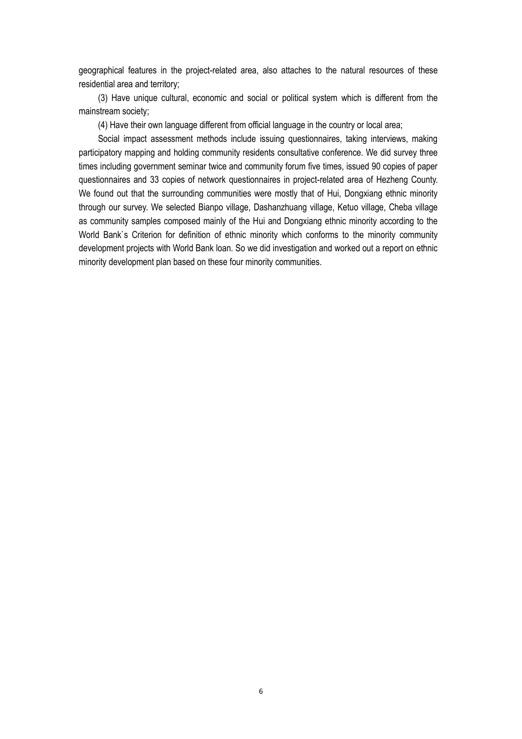geographical features in the project-related area, also attaches to the natural resources of these residential area and territory;

(3) Have unique cultural, economic and social or political system which is different from the mainstream society;

(4) Have their own language different from official language in the country or local area;

Social impact assessment methods include issuing questionnaires, taking interviews, making participatory mapping and holding community residents consultative conference. We did survey three times including government seminar twice and community forum five times, issued 90 copies of paper questionnaires and 33 copies of network questionnaires in project-related area of Hezheng County. We found out that the surrounding communities were mostly that of Hui, Dongxiang ethnic minority through our survey. We selected Bianpo village, Dashanzhuang village, Ketuo village, Cheba village as community samples composed mainly of the Hui and Dongxiang ethnic minority according to the World Bank`s Criterion for definition of ethnic minority which conforms to the minority community development projects with World Bank loan. So we did investigation and worked out a report on ethnic minority development plan based on these four minority communities.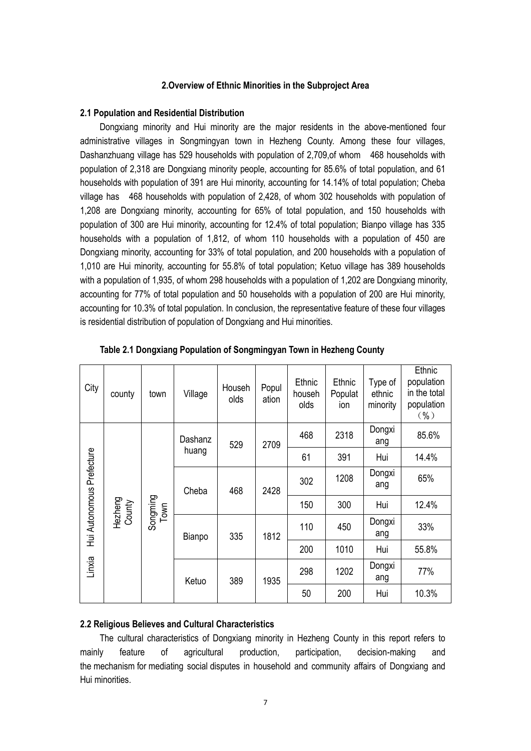## 2.Overview of Ethnic Minorities in the Subproject Area

### 2.1 Population and Residential Distribution

Dongxiang minority and Hui minority are the major residents in the above-mentioned four administrative villages in Songmingyan town in Hezheng County. Among these four villages, Dashanzhuang village has 529 households with population of 2,709,of whom 468 households with population of 2,318 are Dongxiang minority people, accounting for 85.6% of total population, and 61 households with population of 391 are Hui minority, accounting for 14.14% of total population; Cheba village has 468 households with population of 2,428, of whom 302 households with population of 1,208 are Dongxiang minority, accounting for 65% of total population, and 150 households with population of 300 are Hui minority, accounting for 12.4% of total population; Bianpo village has 335 households with a population of 1,812, of whom 110 households with a population of 450 are Dongxiang minority, accounting for 33% of total population, and 200 households with a population of 1,010 are Hui minority, accounting for 55.8% of total population; Ketuo village has 389 households with a population of 1,935, of whom 298 households with a population of 1,202 are Dongxiang minority, accounting for 77% of total population and 50 households with a population of 200 are Hui minority, accounting for 10.3% of total population. In conclusion, the representative feature of these four villages is residential distribution of population of Dongxiang and Hui minorities.

**Table 2.1 Dongxiang Population of Songmingyan Town in Hezheng County**

| City | county | town | Village | Households | Population | Ethnic households | Ethnic Population | Type of ethnic minority | Ethnic population in the total population（%） |
|---|---|---|---|---|---|---|---|---|---|
| Linxia Hui Autonomous Prefecture | Hezheng County | Songming Town | Dashanzhuang | 529 | 2709 | 468 | 2318 | Dongxiang | 85.6% |
| | | | | | | 61 | 391 | Hui | 14.4% |
| | | | Cheba | 468 | 2428 | 302 | 1208 | Dongxiang | 65% |
| | | | | | | 150 | 300 | Hui | 12.4% |
| | | | Bianpo | 335 | 1812 | 110 | 450 | Dongxiang | 33% |
| | | | | | | 200 | 1010 | Hui | 55.8% |
| | | | Ketuo | 389 | 1935 | 298 | 1202 | Dongxiang | 77% |
| | | | | | | 50 | 200 | Hui | 10.3% |

### 2.2 Religious Believes and Cultural Characteristics

The cultural characteristics of Dongxiang minority in Hezheng County in this report refers to mainly feature of agricultural production, participation, decision-making and the mechanism for mediating social disputes in household and community affairs of Dongxiang and Hui minorities.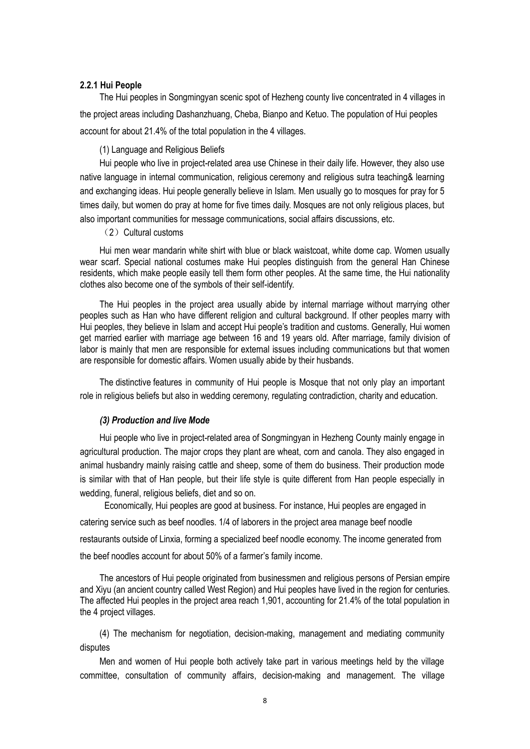### 2.2.1 Hui People

The Hui peoples in Songmingyan scenic spot of Hezheng county live concentrated in 4 villages in the project areas including Dashanzhuang, Cheba, Bianpo and Ketuo. The population of Hui peoples account for about 21.4% of the total population in the 4 villages.

(1) Language and Religious Beliefs

Hui people who live in project-related area use Chinese in their daily life. However, they also use native language in internal communication, religious ceremony and religious sutra teaching& learning and exchanging ideas. Hui people generally believe in Islam. Men usually go to mosques for pray for 5 times daily, but women do pray at home for five times daily. Mosques are not only religious places, but also important communities for message communications, social affairs discussions, etc.

（2）Cultural customs

Hui men wear mandarin white shirt with blue or black waistcoat, white dome cap. Women usually wear scarf. Special national costumes make Hui peoples distinguish from the general Han Chinese residents, which make people easily tell them form other peoples. At the same time, the Hui nationality clothes also become one of the symbols of their self-identify.

The Hui peoples in the project area usually abide by internal marriage without marrying other peoples such as Han who have different religion and cultural background. If other peoples marry with Hui peoples, they believe in Islam and accept Hui people's tradition and customs. Generally, Hui women get married earlier with marriage age between 16 and 19 years old. After marriage, family division of labor is mainly that men are responsible for external issues including communications but that women are responsible for domestic affairs. Women usually abide by their husbands.

The distinctive features in community of Hui people is Mosque that not only play an important role in religious beliefs but also in wedding ceremony, regulating contradiction, charity and education.

***(3) Production and live Mode***

Hui people who live in project-related area of Songmingyan in Hezheng County mainly engage in agricultural production. The major crops they plant are wheat, corn and canola. They also engaged in animal husbandry mainly raising cattle and sheep, some of them do business. Their production mode is similar with that of Han people, but their life style is quite different from Han people especially in wedding, funeral, religious beliefs, diet and so on.

Economically, Hui peoples are good at business. For instance, Hui peoples are engaged in catering service such as beef noodles. 1/4 of laborers in the project area manage beef noodle restaurants outside of Linxia, forming a specialized beef noodle economy. The income generated from the beef noodles account for about 50% of a farmer's family income.

The ancestors of Hui people originated from businessmen and religious persons of Persian empire and Xiyu (an ancient country called West Region) and Hui peoples have lived in the region for centuries. The affected Hui peoples in the project area reach 1,901, accounting for 21.4% of the total population in the 4 project villages.

(4) The mechanism for negotiation, decision-making, management and mediating community disputes

Men and women of Hui people both actively take part in various meetings held by the village committee, consultation of community affairs, decision-making and management. The village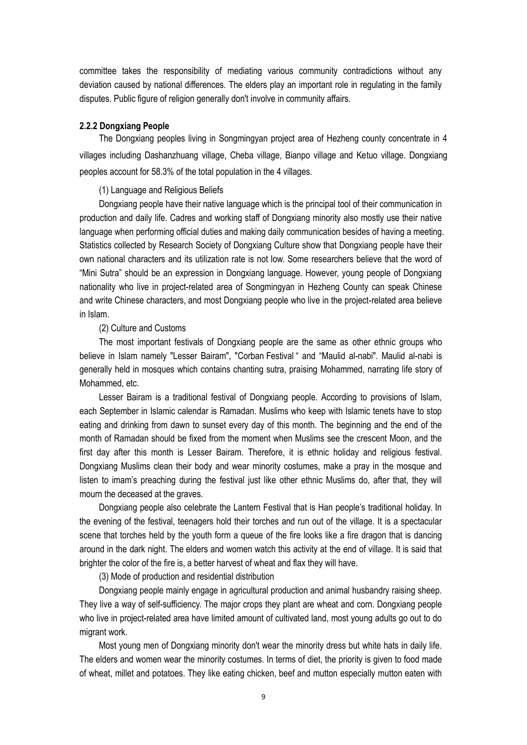committee takes the responsibility of mediating various community contradictions without any deviation caused by national differences. The elders play an important role in regulating in the family disputes. Public figure of religion generally don't involve in community affairs.

#### 2.2.2 Dongxiang People

The Dongxiang peoples living in Songmingyan project area of Hezheng county concentrate in 4 villages including Dashanzhuang village, Cheba village, Bianpo village and Ketuo village. Dongxiang peoples account for 58.3% of the total population in the 4 villages.

(1) Language and Religious Beliefs

Dongxiang people have their native language which is the principal tool of their communication in production and daily life. Cadres and working staff of Dongxiang minority also mostly use their native language when performing official duties and making daily communication besides of having a meeting. Statistics collected by Research Society of Dongxiang Culture show that Dongxiang people have their own national characters and its utilization rate is not low. Some researchers believe that the word of "Mini Sutra" should be an expression in Dongxiang language. However, young people of Dongxiang nationality who live in project-related area of Songmingyan in Hezheng County can speak Chinese and write Chinese characters, and most Dongxiang people who live in the project-related area believe in Islam.

(2) Culture and Customs

The most important festivals of Dongxiang people are the same as other ethnic groups who believe in Islam namely "Lesser Bairam", "Corban Festival " and "Maulid al-nabi". Maulid al-nabi is generally held in mosques which contains chanting sutra, praising Mohammed, narrating life story of Mohammed, etc.

Lesser Bairam is a traditional festival of Dongxiang people. According to provisions of Islam, each September in Islamic calendar is Ramadan. Muslims who keep with Islamic tenets have to stop eating and drinking from dawn to sunset every day of this month. The beginning and the end of the month of Ramadan should be fixed from the moment when Muslims see the crescent Moon, and the first day after this month is Lesser Bairam. Therefore, it is ethnic holiday and religious festival. Dongxiang Muslims clean their body and wear minority costumes, make a pray in the mosque and listen to imam's preaching during the festival just like other ethnic Muslims do, after that, they will mourn the deceased at the graves.

Dongxiang people also celebrate the Lantern Festival that is Han people's traditional holiday. In the evening of the festival, teenagers hold their torches and run out of the village. It is a spectacular scene that torches held by the youth form a queue of the fire looks like a fire dragon that is dancing around in the dark night. The elders and women watch this activity at the end of village. It is said that brighter the color of the fire is, a better harvest of wheat and flax they will have.

(3) Mode of production and residential distribution

Dongxiang people mainly engage in agricultural production and animal husbandry raising sheep. They live a way of self-sufficiency. The major crops they plant are wheat and corn. Dongxiang people who live in project-related area have limited amount of cultivated land, most young adults go out to do migrant work.

Most young men of Dongxiang minority don't wear the minority dress but white hats in daily life. The elders and women wear the minority costumes. In terms of diet, the priority is given to food made of wheat, millet and potatoes. They like eating chicken, beef and mutton especially mutton eaten with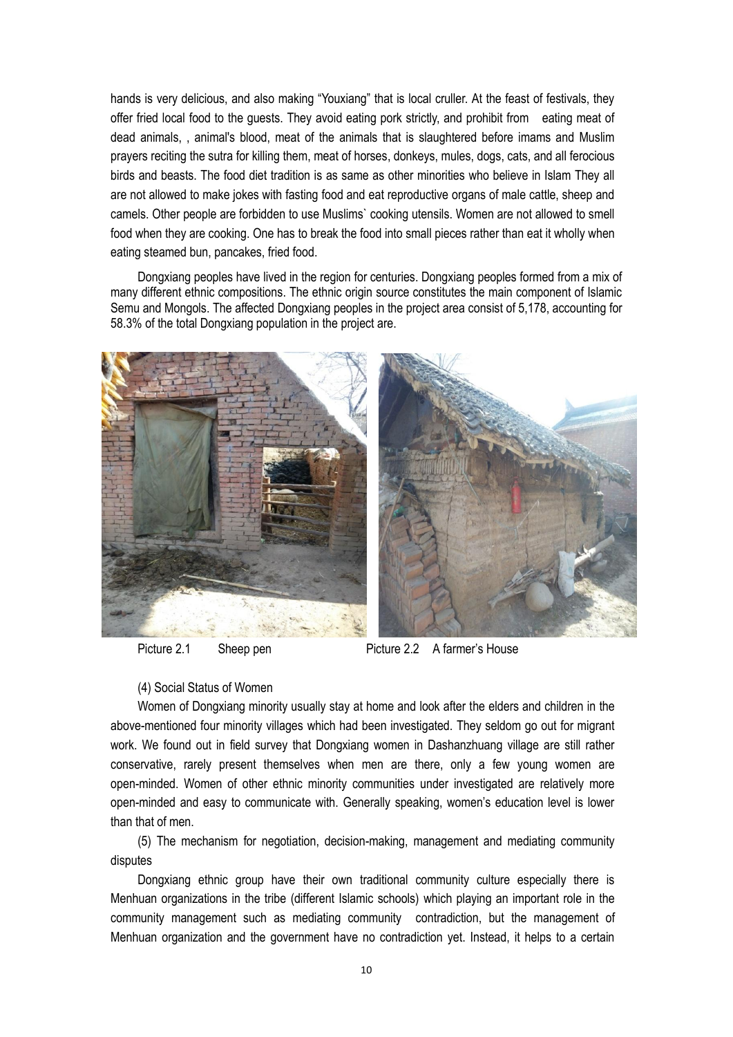hands is very delicious, and also making "Youxiang" that is local cruller. At the feast of festivals, they offer fried local food to the guests. They avoid eating pork strictly, and prohibit from eating meat of dead animals, , animal's blood, meat of the animals that is slaughtered before imams and Muslim prayers reciting the sutra for killing them, meat of horses, donkeys, mules, dogs, cats, and all ferocious birds and beasts. The food diet tradition is as same as other minorities who believe in Islam They all are not allowed to make jokes with fasting food and eat reproductive organs of male cattle, sheep and camels. Other people are forbidden to use Muslims` cooking utensils. Women are not allowed to smell food when they are cooking. One has to break the food into small pieces rather than eat it wholly when eating steamed bun, pancakes, fried food.

Dongxiang peoples have lived in the region for centuries. Dongxiang peoples formed from a mix of many different ethnic compositions. The ethnic origin source constitutes the main component of Islamic Semu and Mongols. The affected Dongxiang peoples in the project area consist of 5,178, accounting for 58.3% of the total Dongxiang population in the project are.

Picture 2.1 Sheep pen

Picture 2.2 A farmer's House

(4) Social Status of Women

Women of Dongxiang minority usually stay at home and look after the elders and children in the above-mentioned four minority villages which had been investigated. They seldom go out for migrant work. We found out in field survey that Dongxiang women in Dashanzhuang village are still rather conservative, rarely present themselves when men are there, only a few young women are open-minded. Women of other ethnic minority communities under investigated are relatively more open-minded and easy to communicate with. Generally speaking, women's education level is lower than that of men.

(5) The mechanism for negotiation, decision-making, management and mediating community disputes

Dongxiang ethnic group have their own traditional community culture especially there is Menhuan organizations in the tribe (different Islamic schools) which playing an important role in the community management such as mediating community contradiction, but the management of Menhuan organization and the government have no contradiction yet. Instead, it helps to a certain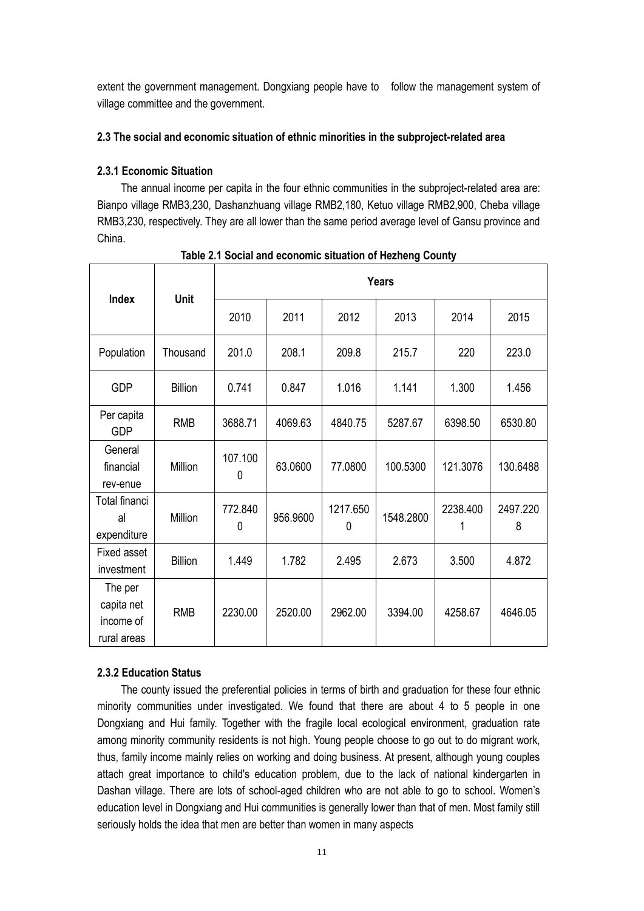extent the government management. Dongxiang people have to follow the management system of village committee and the government.

### 2.3 The social and economic situation of ethnic minorities in the subproject-related area

#### 2.3.1 Economic Situation

The annual income per capita in the four ethnic communities in the subproject-related area are: Bianpo village RMB3,230, Dashanzhuang village RMB2,180, Ketuo village RMB2,900, Cheba village RMB3,230, respectively. They are all lower than the same period average level of Gansu province and China.

**Table 2.1 Social and economic situation of Hezheng County**

| Index | Unit | Years | | | | | |
|---|---|---|---|---|---|---|---|
| | | 2010 | 2011 | 2012 | 2013 | 2014 | 2015 |
| Population | Thousand | 201.0 | 208.1 | 209.8 | 215.7 | 220 | 223.0 |
| GDP | Billion | 0.741 | 0.847 | 1.016 | 1.141 | 1.300 | 1.456 |
| Per capita GDP | RMB | 3688.71 | 4069.63 | 4840.75 | 5287.67 | 6398.50 | 6530.80 |
| General financial rev-enue | Million | 107.1000 | 63.0600 | 77.0800 | 100.5300 | 121.3076 | 130.6488 |
| Total financial expenditure | Million | 772.8400 | 956.9600 | 1217.6500 | 1548.2800 | 2238.4001 | 2497.2208 |
| Fixed asset investment | Billion | 1.449 | 1.782 | 2.495 | 2.673 | 3.500 | 4.872 |
| The per capita net income of rural areas | RMB | 2230.00 | 2520.00 | 2962.00 | 3394.00 | 4258.67 | 4646.05 |

#### 2.3.2 Education Status

The county issued the preferential policies in terms of birth and graduation for these four ethnic minority communities under investigated. We found that there are about 4 to 5 people in one Dongxiang and Hui family. Together with the fragile local ecological environment, graduation rate among minority community residents is not high. Young people choose to go out to do migrant work, thus, family income mainly relies on working and doing business. At present, although young couples attach great importance to child's education problem, due to the lack of national kindergarten in Dashan village. There are lots of school-aged children who are not able to go to school. Women's education level in Dongxiang and Hui communities is generally lower than that of men. Most family still seriously holds the idea that men are better than women in many aspects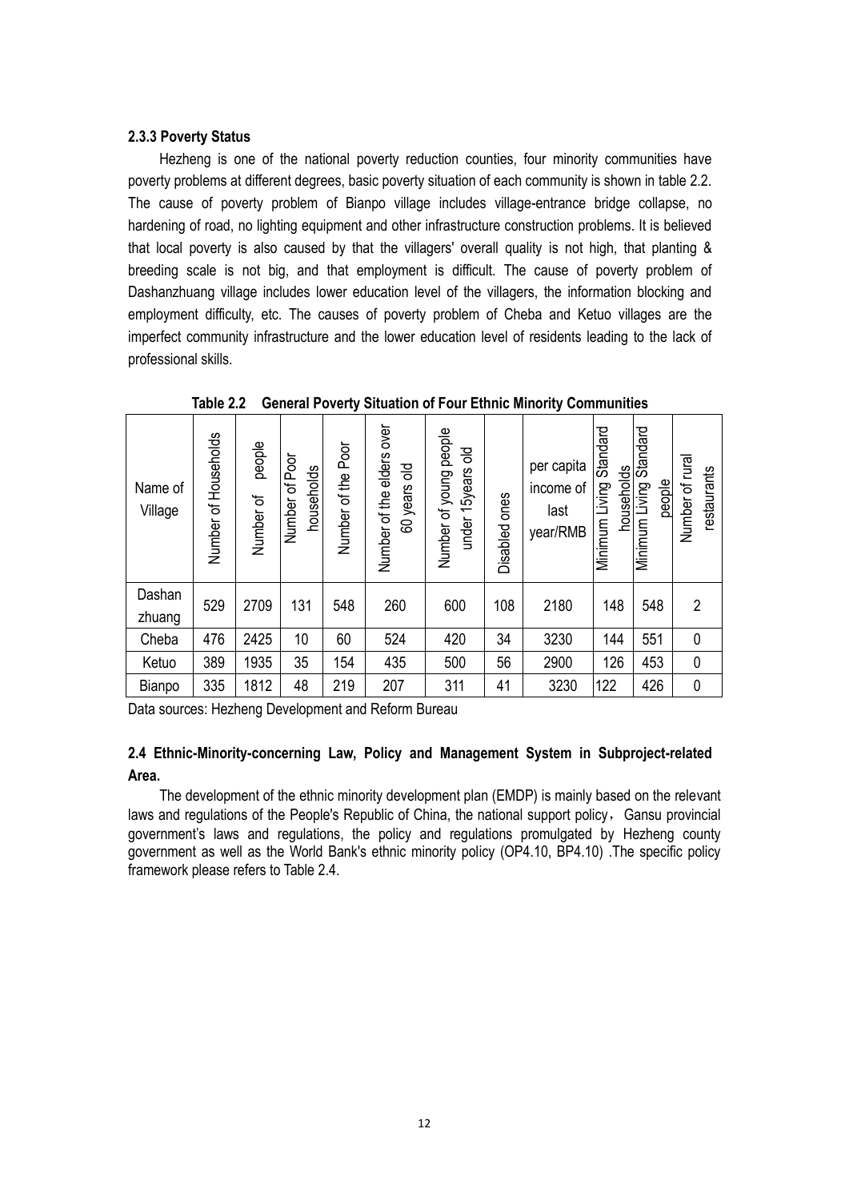### 2.3.3 Poverty Status

Hezheng is one of the national poverty reduction counties, four minority communities have poverty problems at different degrees, basic poverty situation of each community is shown in table 2.2. The cause of poverty problem of Bianpo village includes village-entrance bridge collapse, no hardening of road, no lighting equipment and other infrastructure construction problems. It is believed that local poverty is also caused by that the villagers' overall quality is not high, that planting & breeding scale is not big, and that employment is difficult. The cause of poverty problem of Dashanzhuang village includes lower education level of the villagers, the information blocking and employment difficulty, etc. The causes of poverty problem of Cheba and Ketuo villages are the imperfect community infrastructure and the lower education level of residents leading to the lack of professional skills.

**Table 2.2 General Poverty Situation of Four Ethnic Minority Communities**

| Name of Village | Number of Households | Number of people | Number of Poor households | Number of the Poor | Number of the elders over 60 years old | Number of young people under 15years old | Disabled ones | per capita income of last year/RMB | Minimum Living Standard households | Minimum Living Standard people | Number of rural restaurants |
|---|---|---|---|---|---|---|---|---|---|---|---|
| Dashan zhuang | 529 | 2709 | 131 | 548 | 260 | 600 | 108 | 2180 | 148 | 548 | 2 |
| Cheba | 476 | 2425 | 10 | 60 | 524 | 420 | 34 | 3230 | 144 | 551 | 0 |
| Ketuo | 389 | 1935 | 35 | 154 | 435 | 500 | 56 | 2900 | 126 | 453 | 0 |
| Bianpo | 335 | 1812 | 48 | 219 | 207 | 311 | 41 | 3230 | 122 | 426 | 0 |

Data sources: Hezheng Development and Reform Bureau

## 2.4 Ethnic-Minority-concerning Law, Policy and Management System in Subproject-related Area.

The development of the ethnic minority development plan (EMDP) is mainly based on the relevant laws and regulations of the People's Republic of China, the national support policy， Gansu provincial government's laws and regulations, the policy and regulations promulgated by Hezheng county government as well as the World Bank's ethnic minority policy (OP4.10, BP4.10) .The specific policy framework please refers to Table 2.4.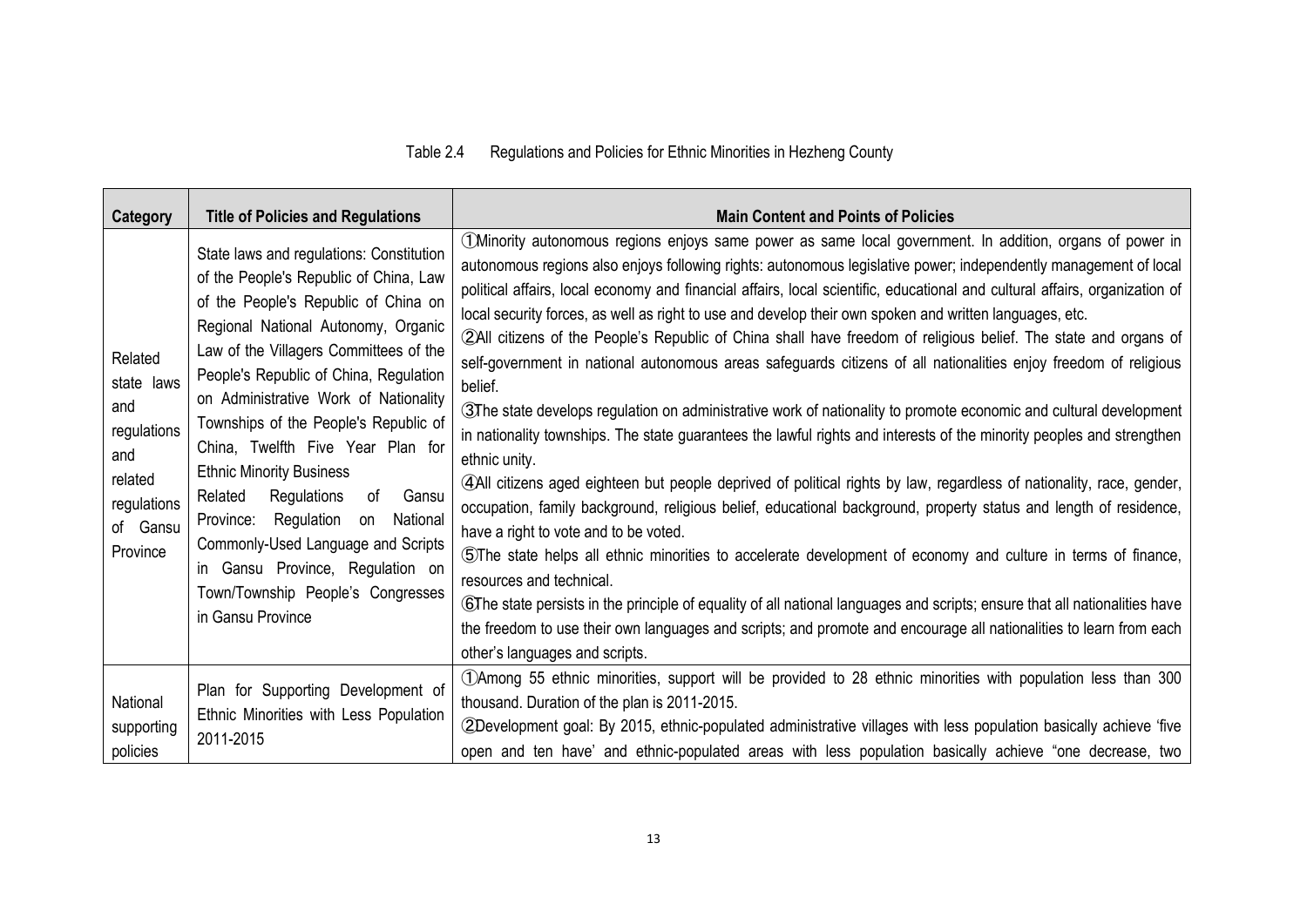Table 2.4 Regulations and Policies for Ethnic Minorities in Hezheng County

| Category | Title of Policies and Regulations | Main Content and Points of Policies |
|---|---|---|
| Related state laws and regulations and related regulations of Gansu Province | State laws and regulations: Constitution of the People's Republic of China, Law of the People's Republic of China on Regional National Autonomy, Organic Law of the Villagers Committees of the People's Republic of China, Regulation on Administrative Work of Nationality Townships of the People's Republic of China, Twelfth Five Year Plan for Ethnic Minority Business<br>Related Regulations of Gansu Province: Regulation on National Commonly-Used Language and Scripts in Gansu Province, Regulation on Town/Township People's Congresses in Gansu Province | ①Minority autonomous regions enjoys same power as same local government. In addition, organs of power in autonomous regions also enjoys following rights: autonomous legislative power; independently management of local political affairs, local economy and financial affairs, local scientific, educational and cultural affairs, organization of local security forces, as well as right to use and develop their own spoken and written languages, etc.<br>②All citizens of the People's Republic of China shall have freedom of religious belief. The state and organs of self-government in national autonomous areas safeguards citizens of all nationalities enjoy freedom of religious belief.<br>③The state develops regulation on administrative work of nationality to promote economic and cultural development in nationality townships. The state guarantees the lawful rights and interests of the minority peoples and strengthen ethnic unity.<br>④All citizens aged eighteen but people deprived of political rights by law, regardless of nationality, race, gender, occupation, family background, religious belief, educational background, property status and length of residence, have a right to vote and to be voted.<br>⑤The state helps all ethnic minorities to accelerate development of economy and culture in terms of finance, resources and technical.<br>⑥The state persists in the principle of equality of all national languages and scripts; ensure that all nationalities have the freedom to use their own languages and scripts; and promote and encourage all nationalities to learn from each other's languages and scripts. |
| National supporting policies | Plan for Supporting Development of Ethnic Minorities with Less Population 2011-2015 | ①Among 55 ethnic minorities, support will be provided to 28 ethnic minorities with population less than 300 thousand. Duration of the plan is 2011-2015.<br>②Development goal: By 2015, ethnic-populated administrative villages with less population basically achieve 'five open and ten have' and ethnic-populated areas with less population basically achieve "one decrease, two |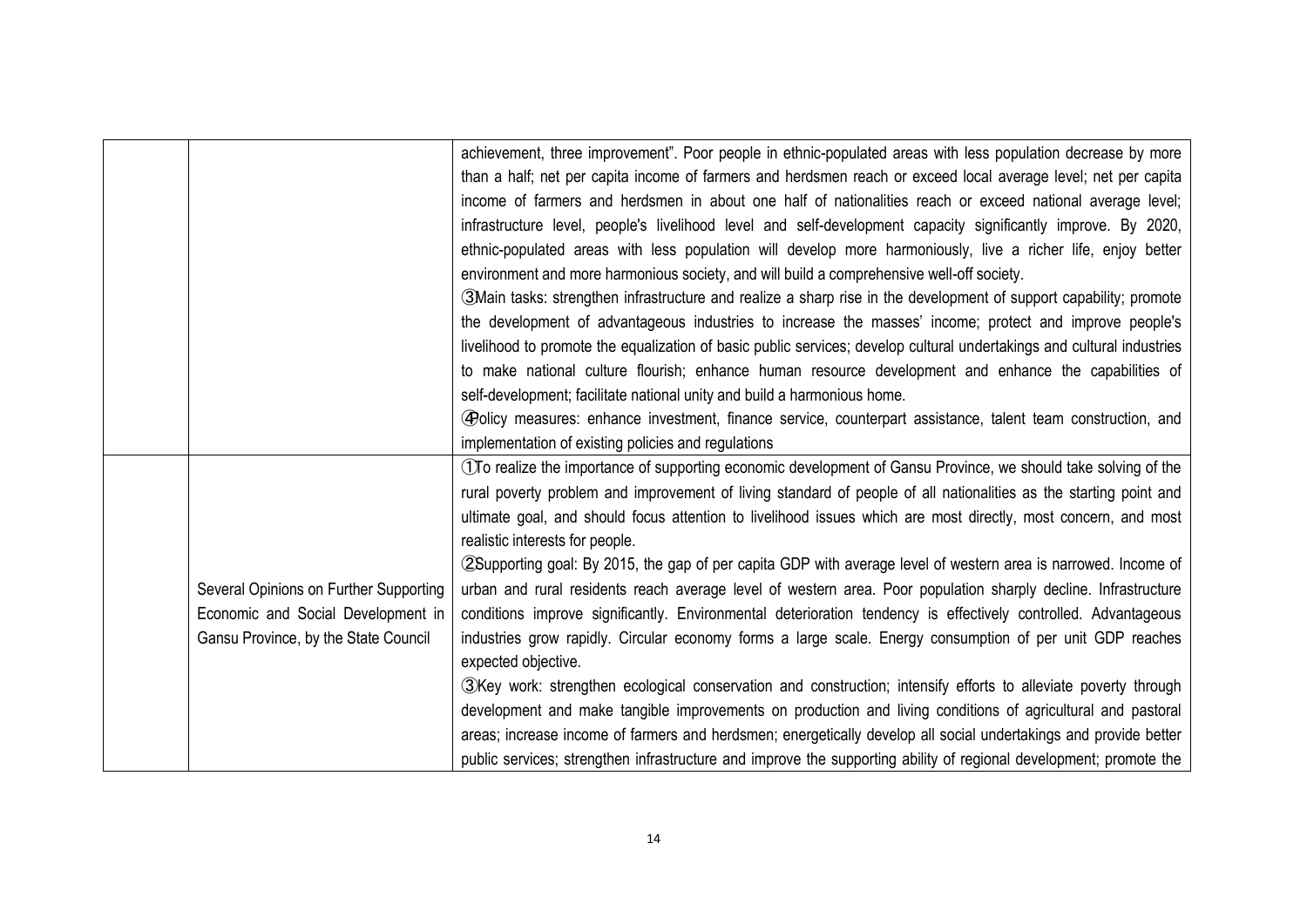| | | |
|---|---|---|
| | | achievement, three improvement". Poor people in ethnic-populated areas with less population decrease by more than a half; net per capita income of farmers and herdsmen reach or exceed local average level; net per capita income of farmers and herdsmen in about one half of nationalities reach or exceed national average level; infrastructure level, people's livelihood level and self-development capacity significantly improve. By 2020, ethnic-populated areas with less population will develop more harmoniously, live a richer life, enjoy better environment and more harmonious society, and will build a comprehensive well-off society.<br>③Main tasks: strengthen infrastructure and realize a sharp rise in the development of support capability; promote the development of advantageous industries to increase the masses' income; protect and improve people's livelihood to promote the equalization of basic public services; develop cultural undertakings and cultural industries to make national culture flourish; enhance human resource development and enhance the capabilities of self-development; facilitate national unity and build a harmonious home.<br>④Policy measures: enhance investment, finance service, counterpart assistance, talent team construction, and implementation of existing policies and regulations |
| | Several Opinions on Further Supporting Economic and Social Development in Gansu Province, by the State Council | ①To realize the importance of supporting economic development of Gansu Province, we should take solving of the rural poverty problem and improvement of living standard of people of all nationalities as the starting point and ultimate goal, and should focus attention to livelihood issues which are most directly, most concern, and most realistic interests for people.<br>②Supporting goal: By 2015, the gap of per capita GDP with average level of western area is narrowed. Income of urban and rural residents reach average level of western area. Poor population sharply decline. Infrastructure conditions improve significantly. Environmental deterioration tendency is effectively controlled. Advantageous industries grow rapidly. Circular economy forms a large scale. Energy consumption of per unit GDP reaches expected objective.<br>③Key work: strengthen ecological conservation and construction; intensify efforts to alleviate poverty through development and make tangible improvements on production and living conditions of agricultural and pastoral areas; increase income of farmers and herdsmen; energetically develop all social undertakings and provide better public services; strengthen infrastructure and improve the supporting ability of regional development; promote the |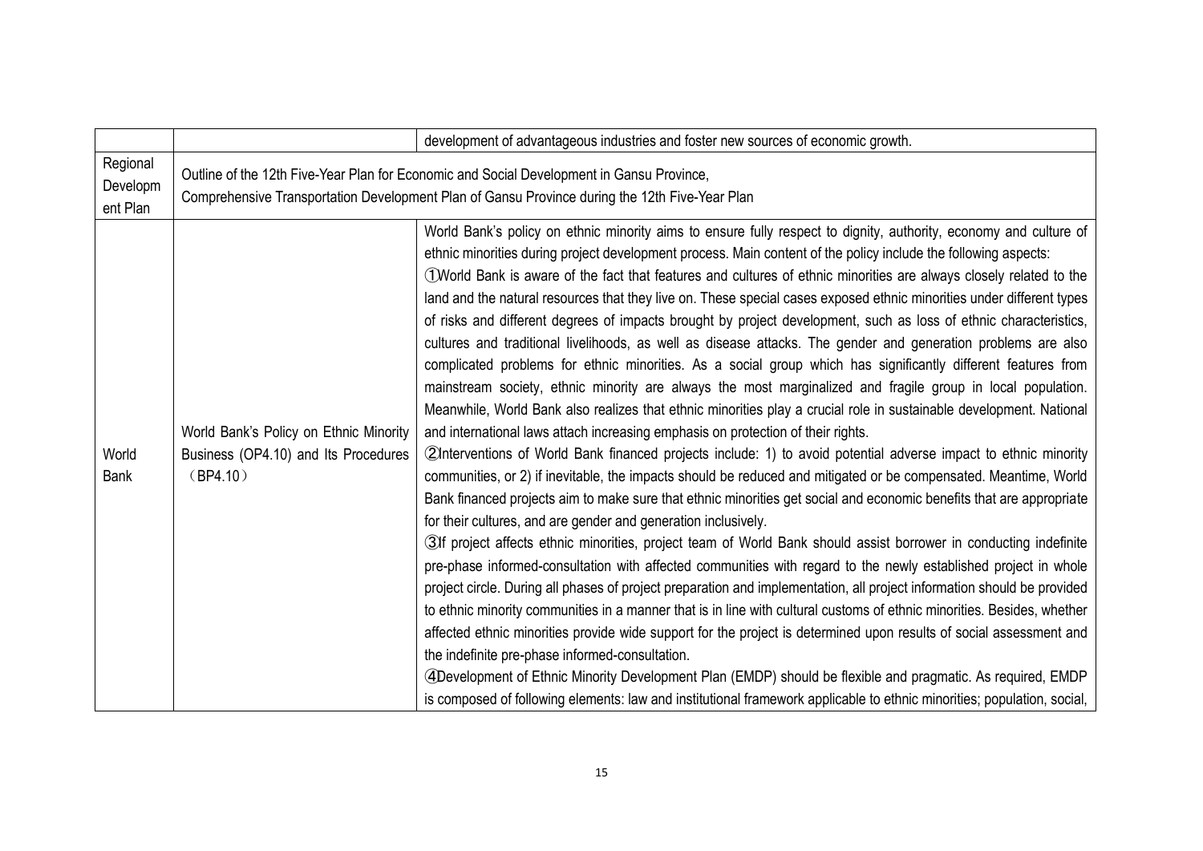|  |  |  |
|---|---|---|
|  |  | development of advantageous industries and foster new sources of economic growth. |
| Regional Development Plan | Outline of the 12th Five-Year Plan for Economic and Social Development in Gansu Province,<br>Comprehensive Transportation Development Plan of Gansu Province during the 12th Five-Year Plan |  |
| World Bank | World Bank's Policy on Ethnic Minority Business (OP4.10) and Its Procedures （BP4.10） | World Bank's policy on ethnic minority aims to ensure fully respect to dignity, authority, economy and culture of ethnic minorities during project development process. Main content of the policy include the following aspects:<br>①World Bank is aware of the fact that features and cultures of ethnic minorities are always closely related to the land and the natural resources that they live on. These special cases exposed ethnic minorities under different types of risks and different degrees of impacts brought by project development, such as loss of ethnic characteristics, cultures and traditional livelihoods, as well as disease attacks. The gender and generation problems are also complicated problems for ethnic minorities. As a social group which has significantly different features from mainstream society, ethnic minority are always the most marginalized and fragile group in local population. Meanwhile, World Bank also realizes that ethnic minorities play a crucial role in sustainable development. National and international laws attach increasing emphasis on protection of their rights.<br>②Interventions of World Bank financed projects include: 1) to avoid potential adverse impact to ethnic minority communities, or 2) if inevitable, the impacts should be reduced and mitigated or be compensated. Meantime, World Bank financed projects aim to make sure that ethnic minorities get social and economic benefits that are appropriate for their cultures, and are gender and generation inclusively.<br>③If project affects ethnic minorities, project team of World Bank should assist borrower in conducting indefinite pre-phase informed-consultation with affected communities with regard to the newly established project in whole project circle. During all phases of project preparation and implementation, all project information should be provided to ethnic minority communities in a manner that is in line with cultural customs of ethnic minorities. Besides, whether affected ethnic minorities provide wide support for the project is determined upon results of social assessment and the indefinite pre-phase informed-consultation.<br>④Development of Ethnic Minority Development Plan (EMDP) should be flexible and pragmatic. As required, EMDP is composed of following elements: law and institutional framework applicable to ethnic minorities; population, social, |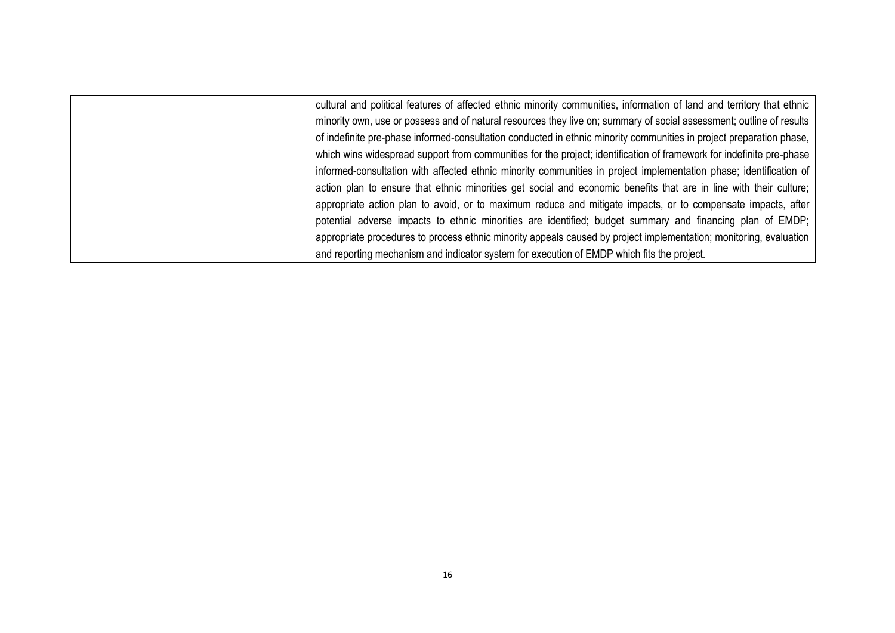| | | |
|---|---|---|
| | | cultural and political features of affected ethnic minority communities, information of land and territory that ethnic minority own, use or possess and of natural resources they live on; summary of social assessment; outline of results of indefinite pre-phase informed-consultation conducted in ethnic minority communities in project preparation phase, which wins widespread support from communities for the project; identification of framework for indefinite pre-phase informed-consultation with affected ethnic minority communities in project implementation phase; identification of action plan to ensure that ethnic minorities get social and economic benefits that are in line with their culture; appropriate action plan to avoid, or to maximum reduce and mitigate impacts, or to compensate impacts, after potential adverse impacts to ethnic minorities are identified; budget summary and financing plan of EMDP; appropriate procedures to process ethnic minority appeals caused by project implementation; monitoring, evaluation and reporting mechanism and indicator system for execution of EMDP which fits the project. |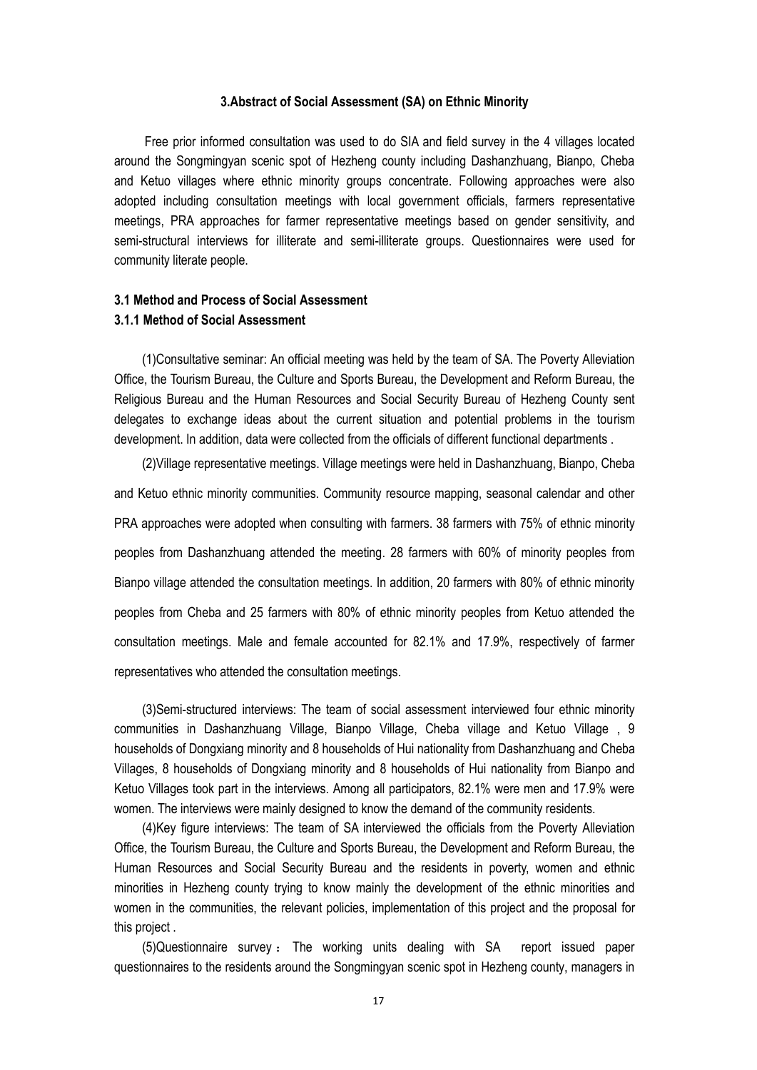### 3.Abstract of Social Assessment (SA) on Ethnic Minority

Free prior informed consultation was used to do SIA and field survey in the 4 villages located around the Songmingyan scenic spot of Hezheng county including Dashanzhuang, Bianpo, Cheba and Ketuo villages where ethnic minority groups concentrate. Following approaches were also adopted including consultation meetings with local government officials, farmers representative meetings, PRA approaches for farmer representative meetings based on gender sensitivity, and semi-structural interviews for illiterate and semi-illiterate groups. Questionnaires were used for community literate people.

**3.1 Method and Process of Social Assessment**

**3.1.1 Method of Social Assessment**

(1)Consultative seminar: An official meeting was held by the team of SA. The Poverty Alleviation Office, the Tourism Bureau, the Culture and Sports Bureau, the Development and Reform Bureau, the Religious Bureau and the Human Resources and Social Security Bureau of Hezheng County sent delegates to exchange ideas about the current situation and potential problems in the tourism development. In addition, data were collected from the officials of different functional departments .

(2)Village representative meetings. Village meetings were held in Dashanzhuang, Bianpo, Cheba and Ketuo ethnic minority communities. Community resource mapping, seasonal calendar and other PRA approaches were adopted when consulting with farmers. 38 farmers with 75% of ethnic minority peoples from Dashanzhuang attended the meeting. 28 farmers with 60% of minority peoples from Bianpo village attended the consultation meetings. In addition, 20 farmers with 80% of ethnic minority peoples from Cheba and 25 farmers with 80% of ethnic minority peoples from Ketuo attended the consultation meetings. Male and female accounted for 82.1% and 17.9%, respectively of farmer representatives who attended the consultation meetings.

(3)Semi-structured interviews: The team of social assessment interviewed four ethnic minority communities in Dashanzhuang Village, Bianpo Village, Cheba village and Ketuo Village , 9 households of Dongxiang minority and 8 households of Hui nationality from Dashanzhuang and Cheba Villages, 8 households of Dongxiang minority and 8 households of Hui nationality from Bianpo and Ketuo Villages took part in the interviews. Among all participators, 82.1% were men and 17.9% were women. The interviews were mainly designed to know the demand of the community residents.

(4)Key figure interviews: The team of SA interviewed the officials from the Poverty Alleviation Office, the Tourism Bureau, the Culture and Sports Bureau, the Development and Reform Bureau, the Human Resources and Social Security Bureau and the residents in poverty, women and ethnic minorities in Hezheng county trying to know mainly the development of the ethnic minorities and women in the communities, the relevant policies, implementation of this project and the proposal for this project .

(5)Questionnaire survey：The working units dealing with SA report issued paper questionnaires to the residents around the Songmingyan scenic spot in Hezheng county, managers in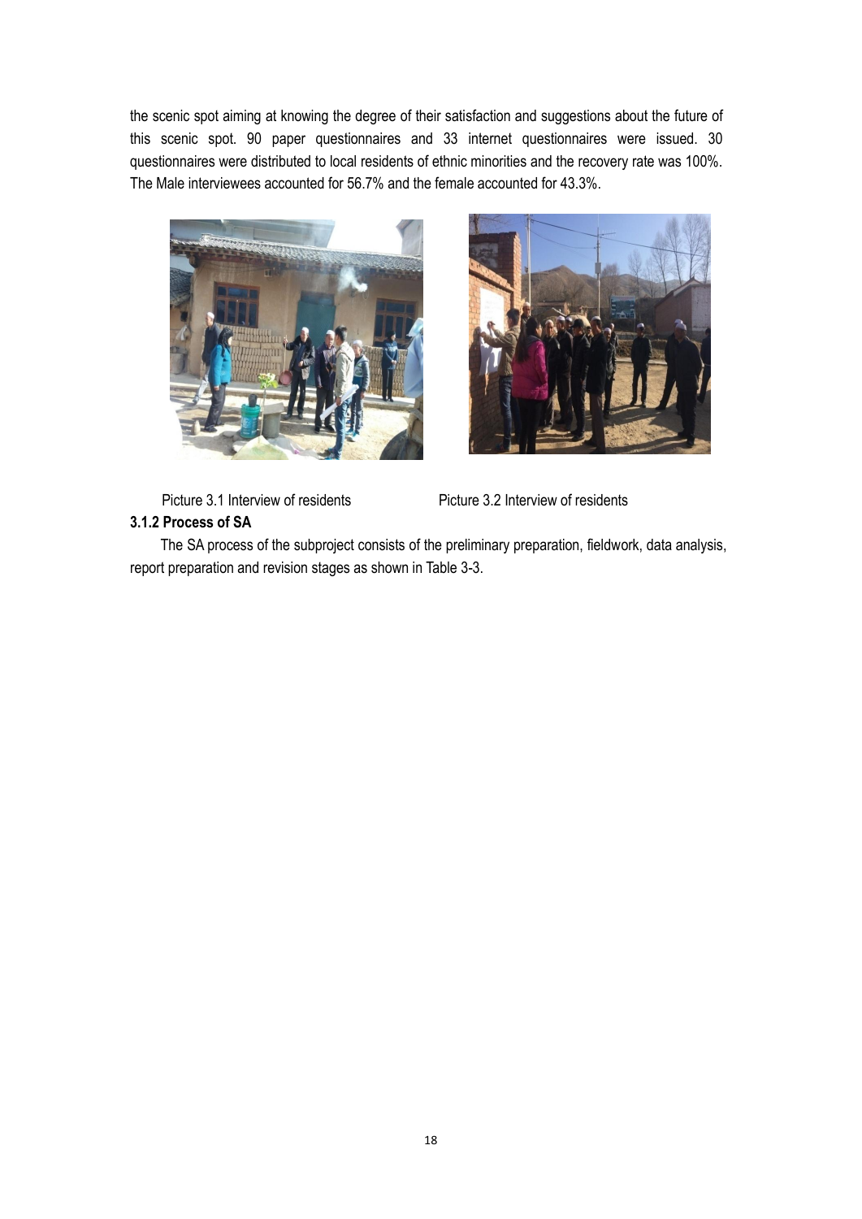the scenic spot aiming at knowing the degree of their satisfaction and suggestions about the future of this scenic spot. 90 paper questionnaires and 33 internet questionnaires were issued. 30 questionnaires were distributed to local residents of ethnic minorities and the recovery rate was 100%. The Male interviewees accounted for 56.7% and the female accounted for 43.3%.

Picture 3.1 Interview of residents

Picture 3.2 Interview of residents

### 3.1.2 Process of SA

The SA process of the subproject consists of the preliminary preparation, fieldwork, data analysis, report preparation and revision stages as shown in Table 3-3.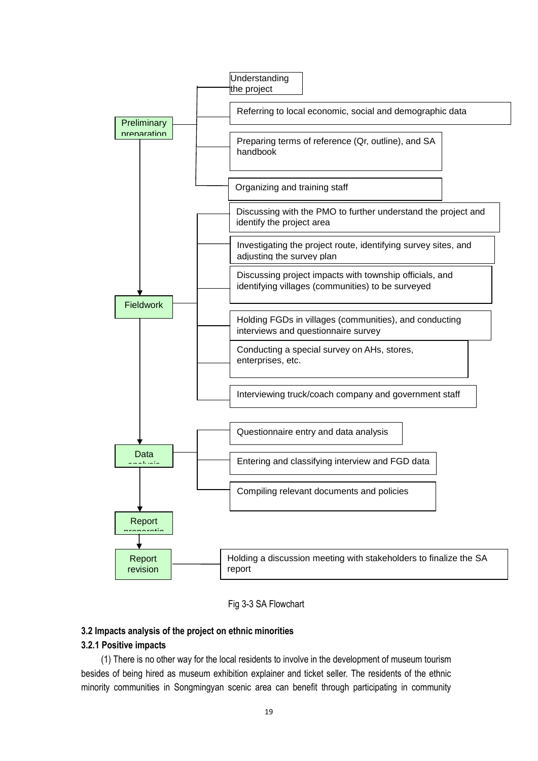Preliminary preparation
- Understanding the project
- Referring to local economic, social and demographic data
- Preparing terms of reference (Qr, outline), and SA handbook
- Organizing and training staff

Fieldwork
- Discussing with the PMO to further understand the project and identify the project area
- Investigating the project route, identifying survey sites, and adjusting the survey plan
- Discussing project impacts with township officials, and identifying villages (communities) to be surveyed
- Holding FGDs in villages (communities), and conducting interviews and questionnaire survey
- Conducting a special survey on AHs, stores, enterprises, etc.
- Interviewing truck/coach company and government staff

Data analysis
- Questionnaire entry and data analysis
- Entering and classifying interview and FGD data
- Compiling relevant documents and policies

Report preparation

Report revision
- Holding a discussion meeting with stakeholders to finalize the SA report

Fig 3-3 SA Flowchart

### 3.2 Impacts analysis of the project on ethnic minorities

#### 3.2.1 Positive impacts

(1) There is no other way for the local residents to involve in the development of museum tourism besides of being hired as museum exhibition explainer and ticket seller. The residents of the ethnic minority communities in Songmingyan scenic area can benefit through participating in community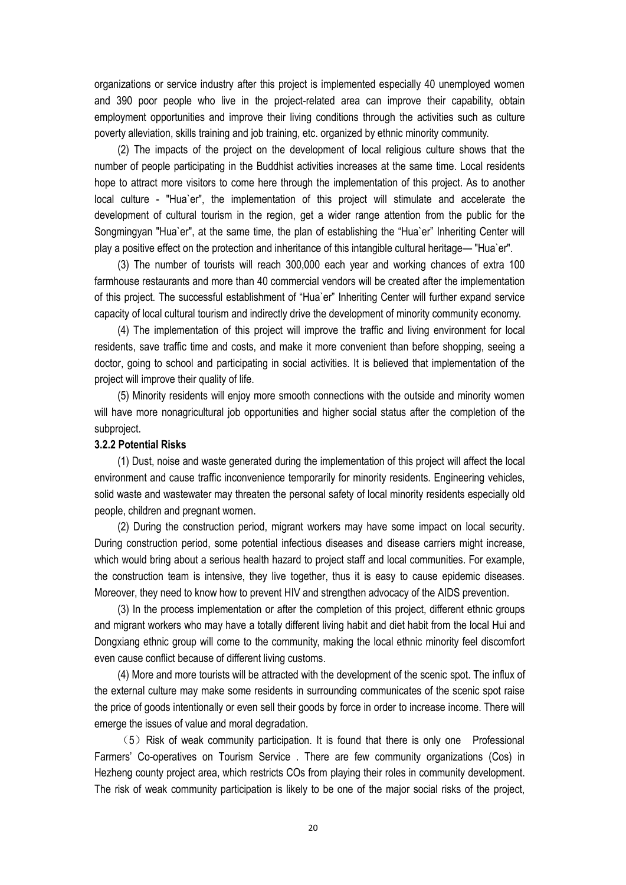organizations or service industry after this project is implemented especially 40 unemployed women and 390 poor people who live in the project-related area can improve their capability, obtain employment opportunities and improve their living conditions through the activities such as culture poverty alleviation, skills training and job training, etc. organized by ethnic minority community.

(2) The impacts of the project on the development of local religious culture shows that the number of people participating in the Buddhist activities increases at the same time. Local residents hope to attract more visitors to come here through the implementation of this project. As to another local culture - "Hua`er", the implementation of this project will stimulate and accelerate the development of cultural tourism in the region, get a wider range attention from the public for the Songmingyan "Hua`er", at the same time, the plan of establishing the "Hua`er" Inheriting Center will play a positive effect on the protection and inheritance of this intangible cultural heritage— "Hua`er".

(3) The number of tourists will reach 300,000 each year and working chances of extra 100 farmhouse restaurants and more than 40 commercial vendors will be created after the implementation of this project. The successful establishment of "Hua`er" Inheriting Center will further expand service capacity of local cultural tourism and indirectly drive the development of minority community economy.

(4) The implementation of this project will improve the traffic and living environment for local residents, save traffic time and costs, and make it more convenient than before shopping, seeing a doctor, going to school and participating in social activities. It is believed that implementation of the project will improve their quality of life.

(5) Minority residents will enjoy more smooth connections with the outside and minority women will have more nonagricultural job opportunities and higher social status after the completion of the subproject.

**3.2.2 Potential Risks**

(1) Dust, noise and waste generated during the implementation of this project will affect the local environment and cause traffic inconvenience temporarily for minority residents. Engineering vehicles, solid waste and wastewater may threaten the personal safety of local minority residents especially old people, children and pregnant women.

(2) During the construction period, migrant workers may have some impact on local security. During construction period, some potential infectious diseases and disease carriers might increase, which would bring about a serious health hazard to project staff and local communities. For example, the construction team is intensive, they live together, thus it is easy to cause epidemic diseases. Moreover, they need to know how to prevent HIV and strengthen advocacy of the AIDS prevention.

(3) In the process implementation or after the completion of this project, different ethnic groups and migrant workers who may have a totally different living habit and diet habit from the local Hui and Dongxiang ethnic group will come to the community, making the local ethnic minority feel discomfort even cause conflict because of different living customs.

(4) More and more tourists will be attracted with the development of the scenic spot. The influx of the external culture may make some residents in surrounding communicates of the scenic spot raise the price of goods intentionally or even sell their goods by force in order to increase income. There will emerge the issues of value and moral degradation.

（5）Risk of weak community participation. It is found that there is only one Professional Farmers' Co-operatives on Tourism Service . There are few community organizations (Cos) in Hezheng county project area, which restricts COs from playing their roles in community development. The risk of weak community participation is likely to be one of the major social risks of the project,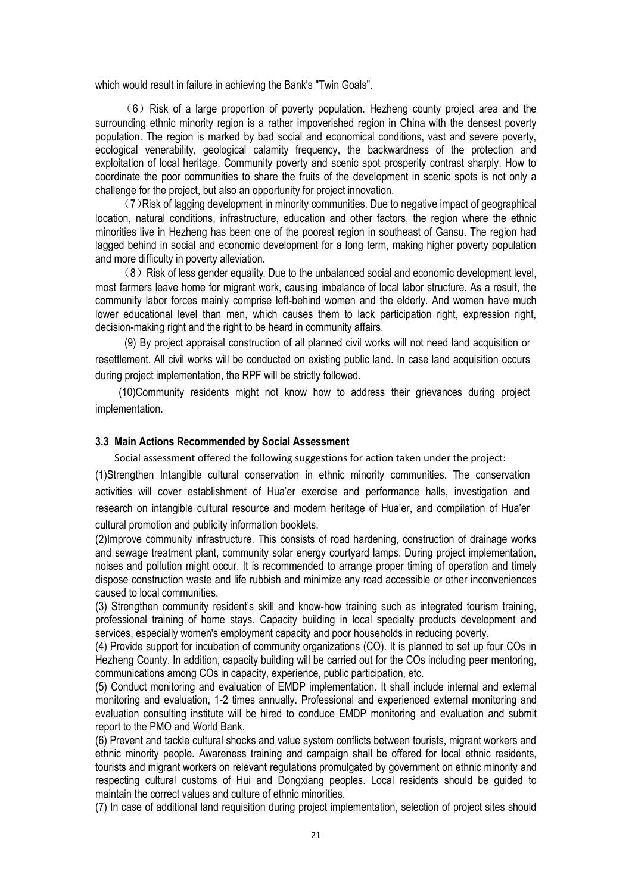which would result in failure in achieving the Bank's "Twin Goals".

（6）Risk of a large proportion of poverty population. Hezheng county project area and the surrounding ethnic minority region is a rather impoverished region in China with the densest poverty population. The region is marked by bad social and economical conditions, vast and severe poverty, ecological venerability, geological calamity frequency, the backwardness of the protection and exploitation of local heritage. Community poverty and scenic spot prosperity contrast sharply. How to coordinate the poor communities to share the fruits of the development in scenic spots is not only a challenge for the project, but also an opportunity for project innovation.

（7）Risk of lagging development in minority communities. Due to negative impact of geographical location, natural conditions, infrastructure, education and other factors, the region where the ethnic minorities live in Hezheng has been one of the poorest region in southeast of Gansu. The region had lagged behind in social and economic development for a long term, making higher poverty population and more difficulty in poverty alleviation.

（8）Risk of less gender equality. Due to the unbalanced social and economic development level, most farmers leave home for migrant work, causing imbalance of local labor structure. As a result, the community labor forces mainly comprise left-behind women and the elderly. And women have much lower educational level than men, which causes them to lack participation right, expression right, decision-making right and the right to be heard in community affairs.

(9) By project appraisal construction of all planned civil works will not need land acquisition or resettlement. All civil works will be conducted on existing public land. In case land acquisition occurs during project implementation, the RPF will be strictly followed.

(10)Community residents might not know how to address their grievances during project implementation.

### 3.3 Main Actions Recommended by Social Assessment

Social assessment offered the following suggestions for action taken under the project:

(1)Strengthen Intangible cultural conservation in ethnic minority communities. The conservation activities will cover establishment of Hua'er exercise and performance halls, investigation and research on intangible cultural resource and modern heritage of Hua'er, and compilation of Hua'er cultural promotion and publicity information booklets.

(2)Improve community infrastructure. This consists of road hardening, construction of drainage works and sewage treatment plant, community solar energy courtyard lamps. During project implementation, noises and pollution might occur. It is recommended to arrange proper timing of operation and timely dispose construction waste and life rubbish and minimize any road accessible or other inconveniences caused to local communities.

(3) Strengthen community resident's skill and know-how training such as integrated tourism training, professional training of home stays. Capacity building in local specialty products development and services, especially women's employment capacity and poor households in reducing poverty.

(4) Provide support for incubation of community organizations (CO). It is planned to set up four COs in Hezheng County. In addition, capacity building will be carried out for the COs including peer mentoring, communications among COs in capacity, experience, public participation, etc.

(5) Conduct monitoring and evaluation of EMDP implementation. It shall include internal and external monitoring and evaluation, 1-2 times annually. Professional and experienced external monitoring and evaluation consulting institute will be hired to conduce EMDP monitoring and evaluation and submit report to the PMO and World Bank.

(6) Prevent and tackle cultural shocks and value system conflicts between tourists, migrant workers and ethnic minority people. Awareness training and campaign shall be offered for local ethnic residents, tourists and migrant workers on relevant regulations promulgated by government on ethnic minority and respecting cultural customs of Hui and Dongxiang peoples. Local residents should be guided to maintain the correct values and culture of ethnic minorities.

(7) In case of additional land requisition during project implementation, selection of project sites should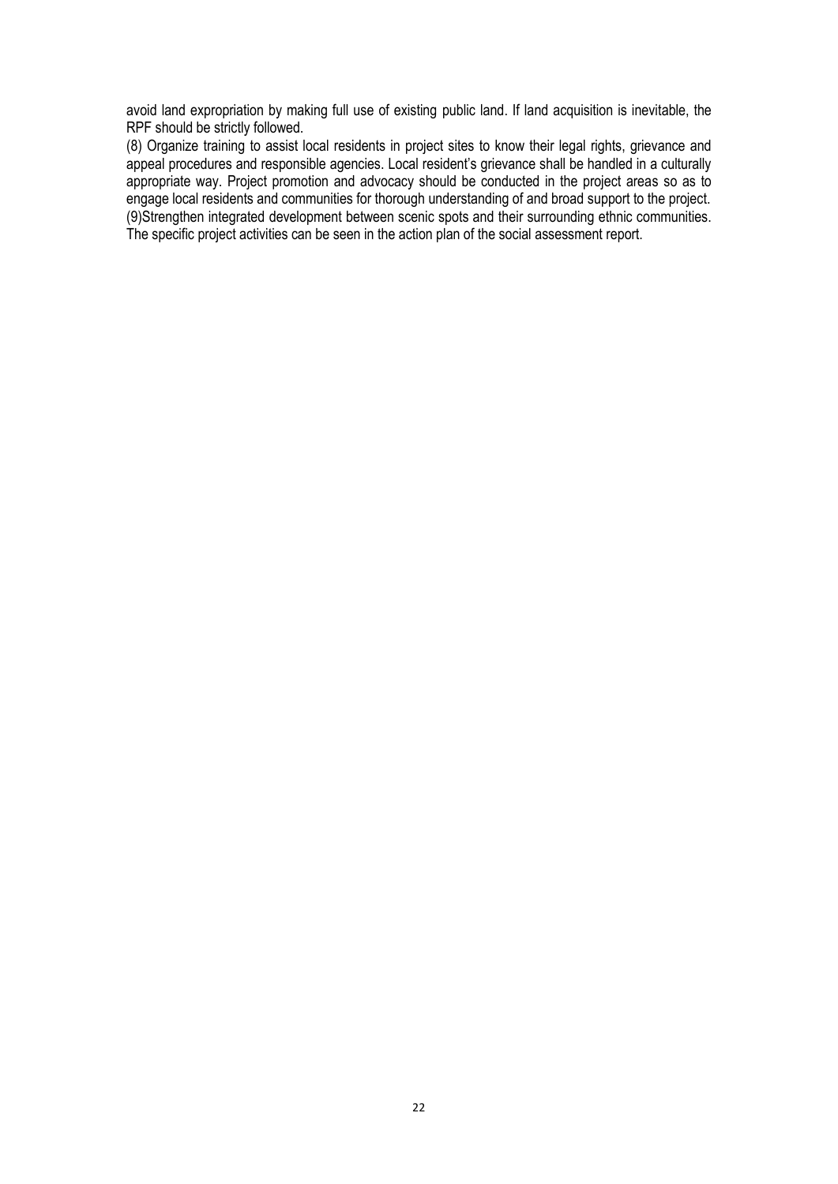avoid land expropriation by making full use of existing public land. If land acquisition is inevitable, the RPF should be strictly followed.

(8) Organize training to assist local residents in project sites to know their legal rights, grievance and appeal procedures and responsible agencies. Local resident's grievance shall be handled in a culturally appropriate way. Project promotion and advocacy should be conducted in the project areas so as to engage local residents and communities for thorough understanding of and broad support to the project.

(9)Strengthen integrated development between scenic spots and their surrounding ethnic communities. The specific project activities can be seen in the action plan of the social assessment report.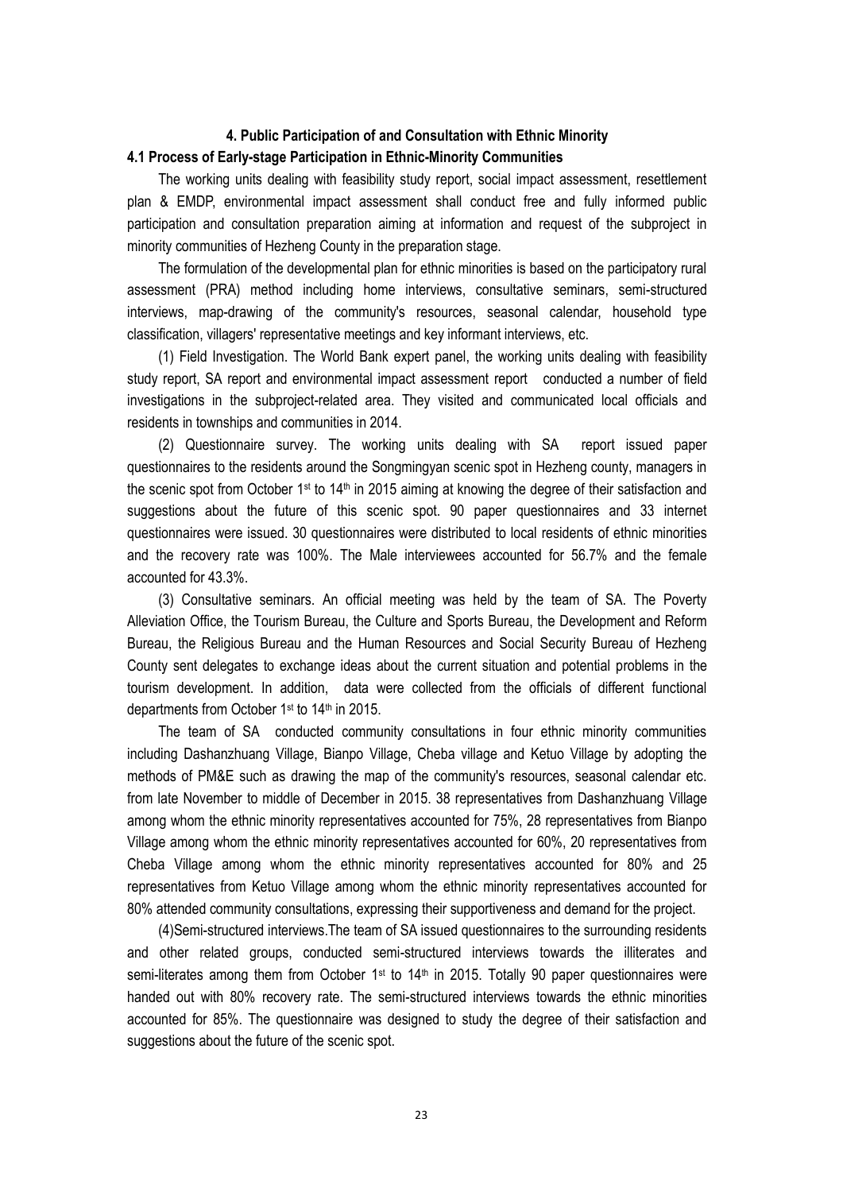## 4. Public Participation of and Consultation with Ethnic Minority

### 4.1 Process of Early-stage Participation in Ethnic-Minority Communities

The working units dealing with feasibility study report, social impact assessment, resettlement plan & EMDP, environmental impact assessment shall conduct free and fully informed public participation and consultation preparation aiming at information and request of the subproject in minority communities of Hezheng County in the preparation stage.

The formulation of the developmental plan for ethnic minorities is based on the participatory rural assessment (PRA) method including home interviews, consultative seminars, semi-structured interviews, map-drawing of the community's resources, seasonal calendar, household type classification, villagers' representative meetings and key informant interviews, etc.

(1) Field Investigation. The World Bank expert panel, the working units dealing with feasibility study report, SA report and environmental impact assessment report conducted a number of field investigations in the subproject-related area. They visited and communicated local officials and residents in townships and communities in 2014.

(2) Questionnaire survey. The working units dealing with SA report issued paper questionnaires to the residents around the Songmingyan scenic spot in Hezheng county, managers in the scenic spot from October 1st to 14th in 2015 aiming at knowing the degree of their satisfaction and suggestions about the future of this scenic spot. 90 paper questionnaires and 33 internet questionnaires were issued. 30 questionnaires were distributed to local residents of ethnic minorities and the recovery rate was 100%. The Male interviewees accounted for 56.7% and the female accounted for 43.3%.

(3) Consultative seminars. An official meeting was held by the team of SA. The Poverty Alleviation Office, the Tourism Bureau, the Culture and Sports Bureau, the Development and Reform Bureau, the Religious Bureau and the Human Resources and Social Security Bureau of Hezheng County sent delegates to exchange ideas about the current situation and potential problems in the tourism development. In addition, data were collected from the officials of different functional departments from October 1st to 14th in 2015.

The team of SA conducted community consultations in four ethnic minority communities including Dashanzhuang Village, Bianpo Village, Cheba village and Ketuo Village by adopting the methods of PM&E such as drawing the map of the community's resources, seasonal calendar etc. from late November to middle of December in 2015. 38 representatives from Dashanzhuang Village among whom the ethnic minority representatives accounted for 75%, 28 representatives from Bianpo Village among whom the ethnic minority representatives accounted for 60%, 20 representatives from Cheba Village among whom the ethnic minority representatives accounted for 80% and 25 representatives from Ketuo Village among whom the ethnic minority representatives accounted for 80% attended community consultations, expressing their supportiveness and demand for the project.

(4)Semi-structured interviews.The team of SA issued questionnaires to the surrounding residents and other related groups, conducted semi-structured interviews towards the illiterates and semi-literates among them from October 1st to 14th in 2015. Totally 90 paper questionnaires were handed out with 80% recovery rate. The semi-structured interviews towards the ethnic minorities accounted for 85%. The questionnaire was designed to study the degree of their satisfaction and suggestions about the future of the scenic spot.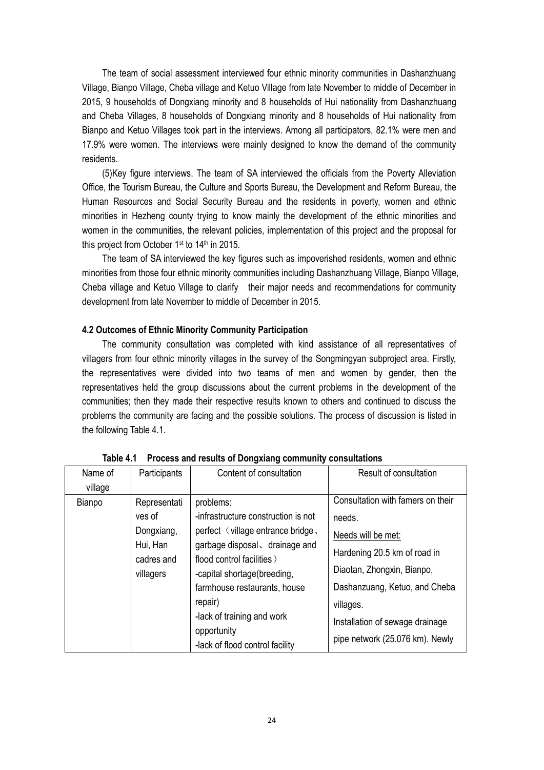The team of social assessment interviewed four ethnic minority communities in Dashanzhuang Village, Bianpo Village, Cheba village and Ketuo Village from late November to middle of December in 2015, 9 households of Dongxiang minority and 8 households of Hui nationality from Dashanzhuang and Cheba Villages, 8 households of Dongxiang minority and 8 households of Hui nationality from Bianpo and Ketuo Villages took part in the interviews. Among all participators, 82.1% were men and 17.9% were women. The interviews were mainly designed to know the demand of the community residents.

(5)Key figure interviews. The team of SA interviewed the officials from the Poverty Alleviation Office, the Tourism Bureau, the Culture and Sports Bureau, the Development and Reform Bureau, the Human Resources and Social Security Bureau and the residents in poverty, women and ethnic minorities in Hezheng county trying to know mainly the development of the ethnic minorities and women in the communities, the relevant policies, implementation of this project and the proposal for this project from October 1st to 14th in 2015.

The team of SA interviewed the key figures such as impoverished residents, women and ethnic minorities from those four ethnic minority communities including Dashanzhuang Village, Bianpo Village, Cheba village and Ketuo Village to clarify their major needs and recommendations for community development from late November to middle of December in 2015.

#### 4.2 Outcomes of Ethnic Minority Community Participation

The community consultation was completed with kind assistance of all representatives of villagers from four ethnic minority villages in the survey of the Songmingyan subproject area. Firstly, the representatives were divided into two teams of men and women by gender, then the representatives held the group discussions about the current problems in the development of the communities; then they made their respective results known to others and continued to discuss the problems the community are facing and the possible solutions. The process of discussion is listed in the following Table 4.1.

**Table 4.1 Process and results of Dongxiang community consultations**

| Name of village | Participants | Content of consultation | Result of consultation |
|---|---|---|---|
| Bianpo | Representatives of Dongxiang, Hui, Han cadres and villagers | problems:<br>-infrastructure construction is not perfect（village entrance bridge、garbage disposal、drainage and flood control facilities）<br>-capital shortage(breeding, farmhouse restaurants, house repair)<br>-lack of training and work opportunity<br>-lack of flood control facility | Consultation with famers on their needs.<br>Needs will be met:<br>Hardening 20.5 km of road in Diaotan, Zhongxin, Bianpo, Dashanzuang, Ketuo, and Cheba villages.<br>Installation of sewage drainage pipe network (25.076 km). Newly |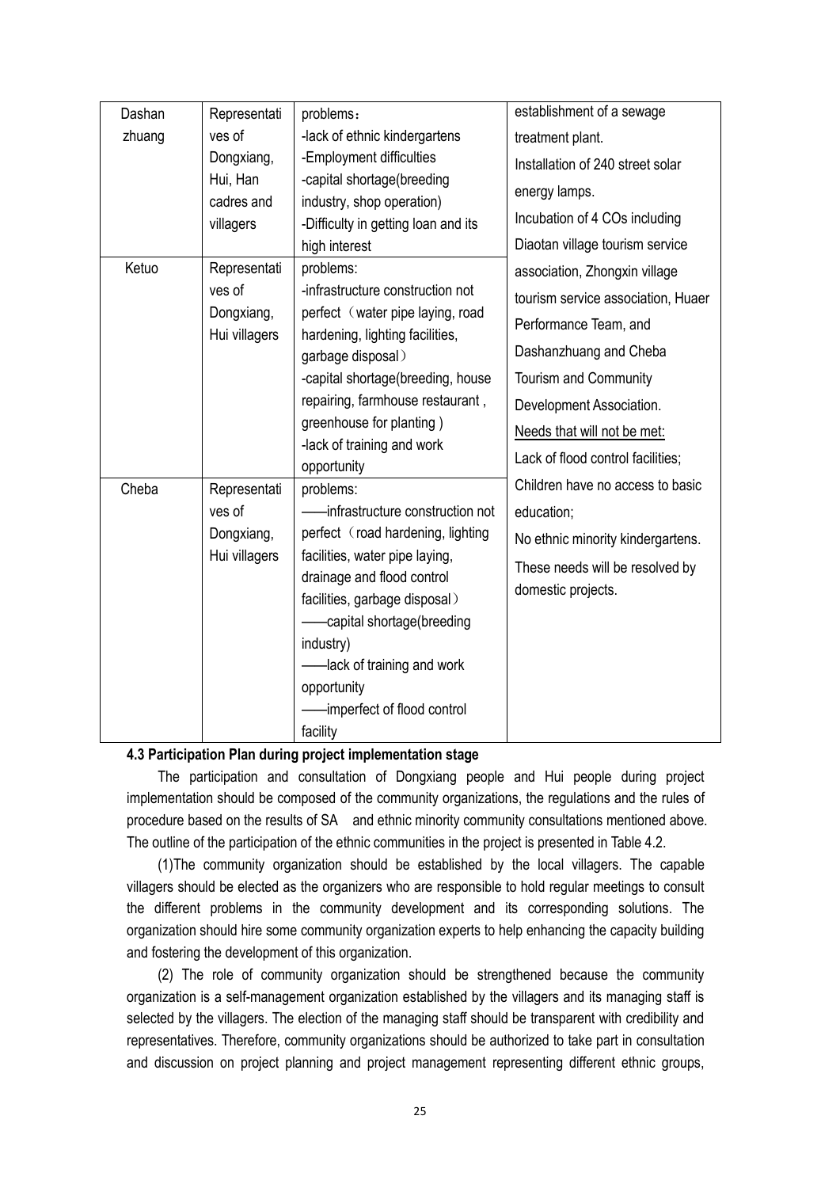| Dashan zhuang | Representatives of Dongxiang, Hui, Han cadres and villagers | problems:<br>-lack of ethnic kindergartens<br>-Employment difficulties<br>-capital shortage(breeding industry, shop operation)<br>-Difficulty in getting loan and its high interest | establishment of a sewage treatment plant.<br>Installation of 240 street solar energy lamps.<br>Incubation of 4 COs including Diaotan village tourism service association, Zhongxin village tourism service association, Huaer Performance Team, and Dashanzhuang and Cheba Tourism and Community Development Association.<br>Needs that will not be met:<br>Lack of flood control facilities;<br>Children have no access to basic education;<br>No ethnic minority kindergartens.<br>These needs will be resolved by domestic projects. |
|---|---|---|---|
| Ketuo | Representatives of Dongxiang, Hui villagers | problems:<br>-infrastructure construction not perfect（water pipe laying, road hardening, lighting facilities, garbage disposal）<br>-capital shortage(breeding, house repairing, farmhouse restaurant , greenhouse for planting )<br>-lack of training and work opportunity | |
| Cheba | Representatives of Dongxiang, Hui villagers | problems:<br>——infrastructure construction not perfect（road hardening, lighting facilities, water pipe laying, drainage and flood control facilities, garbage disposal）<br>——capital shortage(breeding industry)<br>——lack of training and work opportunity<br>——imperfect of flood control facility | |

**4.3 Participation Plan during project implementation stage**

The participation and consultation of Dongxiang people and Hui people during project implementation should be composed of the community organizations, the regulations and the rules of procedure based on the results of SA and ethnic minority community consultations mentioned above. The outline of the participation of the ethnic communities in the project is presented in Table 4.2.

(1)The community organization should be established by the local villagers. The capable villagers should be elected as the organizers who are responsible to hold regular meetings to consult the different problems in the community development and its corresponding solutions. The organization should hire some community organization experts to help enhancing the capacity building and fostering the development of this organization.

(2) The role of community organization should be strengthened because the community organization is a self-management organization established by the villagers and its managing staff is selected by the villagers. The election of the managing staff should be transparent with credibility and representatives. Therefore, community organizations should be authorized to take part in consultation and discussion on project planning and project management representing different ethnic groups,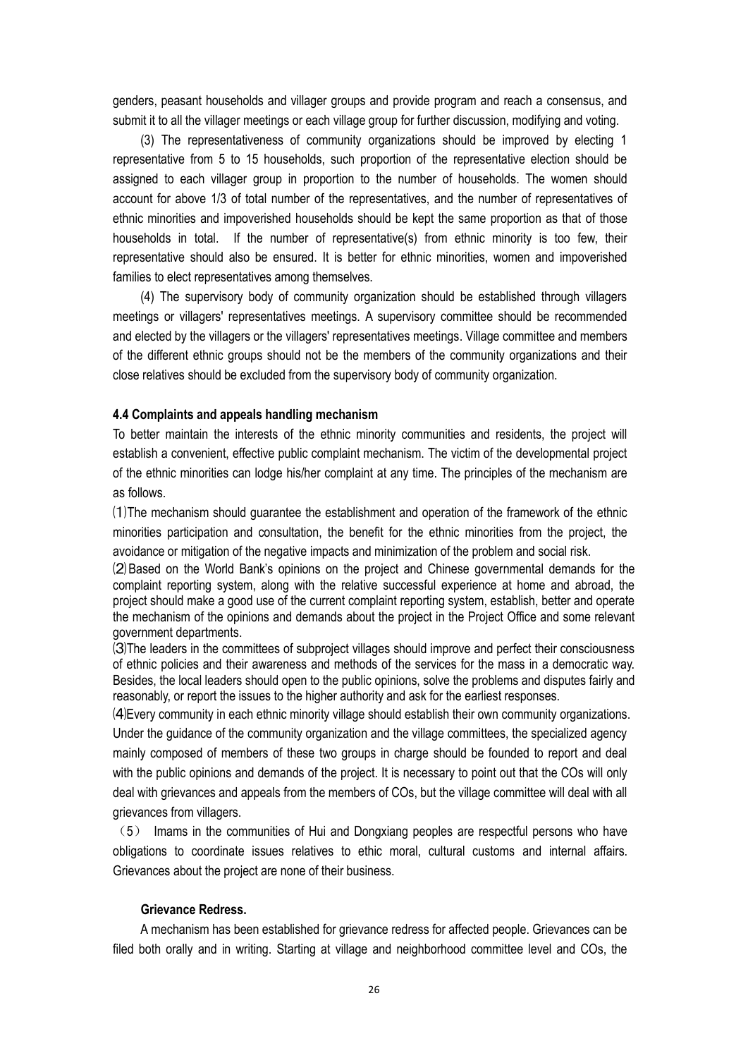genders, peasant households and villager groups and provide program and reach a consensus, and submit it to all the villager meetings or each village group for further discussion, modifying and voting.

(3) The representativeness of community organizations should be improved by electing 1 representative from 5 to 15 households, such proportion of the representative election should be assigned to each villager group in proportion to the number of households. The women should account for above 1/3 of total number of the representatives, and the number of representatives of ethnic minorities and impoverished households should be kept the same proportion as that of those households in total. If the number of representative(s) from ethnic minority is too few, their representative should also be ensured. It is better for ethnic minorities, women and impoverished families to elect representatives among themselves.

(4) The supervisory body of community organization should be established through villagers meetings or villagers' representatives meetings. A supervisory committee should be recommended and elected by the villagers or the villagers' representatives meetings. Village committee and members of the different ethnic groups should not be the members of the community organizations and their close relatives should be excluded from the supervisory body of community organization.

#### 4.4 Complaints and appeals handling mechanism

To better maintain the interests of the ethnic minority communities and residents, the project will establish a convenient, effective public complaint mechanism. The victim of the developmental project of the ethnic minorities can lodge his/her complaint at any time. The principles of the mechanism are as follows.

⑴The mechanism should guarantee the establishment and operation of the framework of the ethnic minorities participation and consultation, the benefit for the ethnic minorities from the project, the avoidance or mitigation of the negative impacts and minimization of the problem and social risk.

⑵Based on the World Bank's opinions on the project and Chinese governmental demands for the complaint reporting system, along with the relative successful experience at home and abroad, the project should make a good use of the current complaint reporting system, establish, better and operate the mechanism of the opinions and demands about the project in the Project Office and some relevant government departments.

⑶The leaders in the committees of subproject villages should improve and perfect their consciousness of ethnic policies and their awareness and methods of the services for the mass in a democratic way. Besides, the local leaders should open to the public opinions, solve the problems and disputes fairly and reasonably, or report the issues to the higher authority and ask for the earliest responses.

⑷Every community in each ethnic minority village should establish their own community organizations. Under the guidance of the community organization and the village committees, the specialized agency mainly composed of members of these two groups in charge should be founded to report and deal with the public opinions and demands of the project. It is necessary to point out that the COs will only deal with grievances and appeals from the members of COs, but the village committee will deal with all grievances from villagers.

（5） Imams in the communities of Hui and Dongxiang peoples are respectful persons who have obligations to coordinate issues relatives to ethic moral, cultural customs and internal affairs. Grievances about the project are none of their business.

**Grievance Redress.**

A mechanism has been established for grievance redress for affected people. Grievances can be filed both orally and in writing. Starting at village and neighborhood committee level and COs, the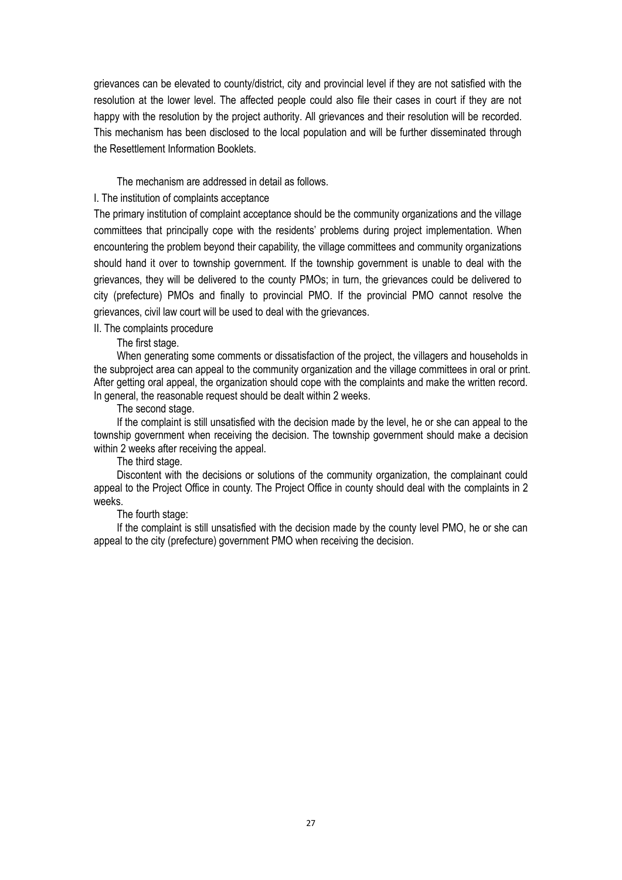grievances can be elevated to county/district, city and provincial level if they are not satisfied with the resolution at the lower level. The affected people could also file their cases in court if they are not happy with the resolution by the project authority. All grievances and their resolution will be recorded. This mechanism has been disclosed to the local population and will be further disseminated through the Resettlement Information Booklets.

The mechanism are addressed in detail as follows.

I. The institution of complaints acceptance

The primary institution of complaint acceptance should be the community organizations and the village committees that principally cope with the residents' problems during project implementation. When encountering the problem beyond their capability, the village committees and community organizations should hand it over to township government. If the township government is unable to deal with the grievances, they will be delivered to the county PMOs; in turn, the grievances could be delivered to city (prefecture) PMOs and finally to provincial PMO. If the provincial PMO cannot resolve the grievances, civil law court will be used to deal with the grievances.

II. The complaints procedure

The first stage.

When generating some comments or dissatisfaction of the project, the villagers and households in the subproject area can appeal to the community organization and the village committees in oral or print. After getting oral appeal, the organization should cope with the complaints and make the written record. In general, the reasonable request should be dealt within 2 weeks.

The second stage.

If the complaint is still unsatisfied with the decision made by the level, he or she can appeal to the township government when receiving the decision. The township government should make a decision within 2 weeks after receiving the appeal.

The third stage.

Discontent with the decisions or solutions of the community organization, the complainant could appeal to the Project Office in county. The Project Office in county should deal with the complaints in 2 weeks.

The fourth stage:

If the complaint is still unsatisfied with the decision made by the county level PMO, he or she can appeal to the city (prefecture) government PMO when receiving the decision.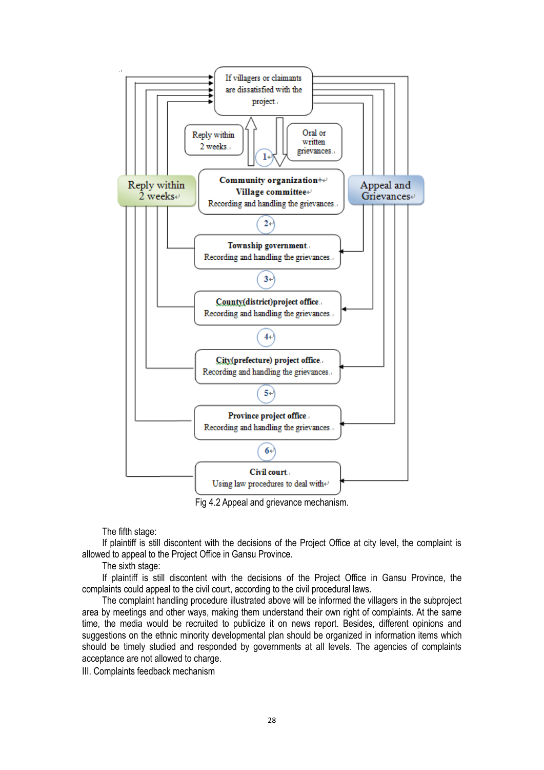If villagers or claimants are dissatisfied with the project.

Reply within 2 weeks.

Oral or written grievances.

1

Reply within 2 weeks

**Community organization+ Village committee**
Recording and handling the grievances.

Appeal and Grievances

2

**Township government.**
Recording and handling the grievances.

3

**County(district)project office.**
Recording and handling the grievances.

4

**City(prefecture) project office.**
Recording and handling the grievances.

5

**Province project office.**
Recording and handling the grievances.

6

**Civil court.**
Using law procedures to deal with

Fig 4.2 Appeal and grievance mechanism.

The fifth stage:

If plaintiff is still discontent with the decisions of the Project Office at city level, the complaint is allowed to appeal to the Project Office in Gansu Province.

The sixth stage:

If plaintiff is still discontent with the decisions of the Project Office in Gansu Province, the complaints could appeal to the civil court, according to the civil procedural laws.

The complaint handling procedure illustrated above will be informed the villagers in the subproject area by meetings and other ways, making them understand their own right of complaints. At the same time, the media would be recruited to publicize it on news report. Besides, different opinions and suggestions on the ethnic minority developmental plan should be organized in information items which should be timely studied and responded by governments at all levels. The agencies of complaints acceptance are not allowed to charge.

III. Complaints feedback mechanism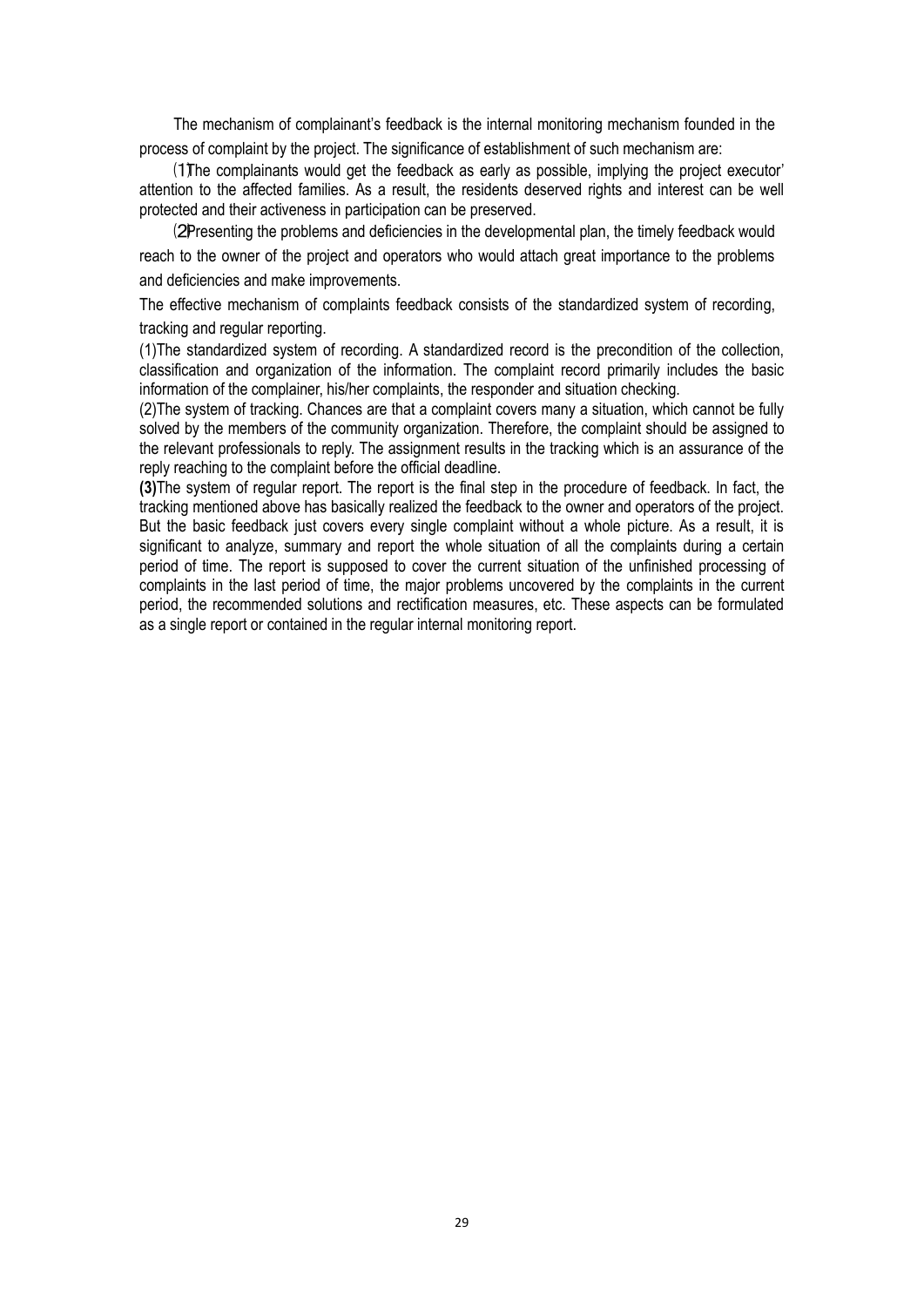The mechanism of complainant's feedback is the internal monitoring mechanism founded in the process of complaint by the project. The significance of establishment of such mechanism are:

(1)The complainants would get the feedback as early as possible, implying the project executor' attention to the affected families. As a result, the residents deserved rights and interest can be well protected and their activeness in participation can be preserved.

(2)Presenting the problems and deficiencies in the developmental plan, the timely feedback would reach to the owner of the project and operators who would attach great importance to the problems and deficiencies and make improvements.

The effective mechanism of complaints feedback consists of the standardized system of recording, tracking and regular reporting.

(1)The standardized system of recording. A standardized record is the precondition of the collection, classification and organization of the information. The complaint record primarily includes the basic information of the complainer, his/her complaints, the responder and situation checking.

(2)The system of tracking. Chances are that a complaint covers many a situation, which cannot be fully solved by the members of the community organization. Therefore, the complaint should be assigned to the relevant professionals to reply. The assignment results in the tracking which is an assurance of the reply reaching to the complaint before the official deadline.

**(3)**The system of regular report. The report is the final step in the procedure of feedback. In fact, the tracking mentioned above has basically realized the feedback to the owner and operators of the project. But the basic feedback just covers every single complaint without a whole picture. As a result, it is significant to analyze, summary and report the whole situation of all the complaints during a certain period of time. The report is supposed to cover the current situation of the unfinished processing of complaints in the last period of time, the major problems uncovered by the complaints in the current period, the recommended solutions and rectification measures, etc. These aspects can be formulated as a single report or contained in the regular internal monitoring report.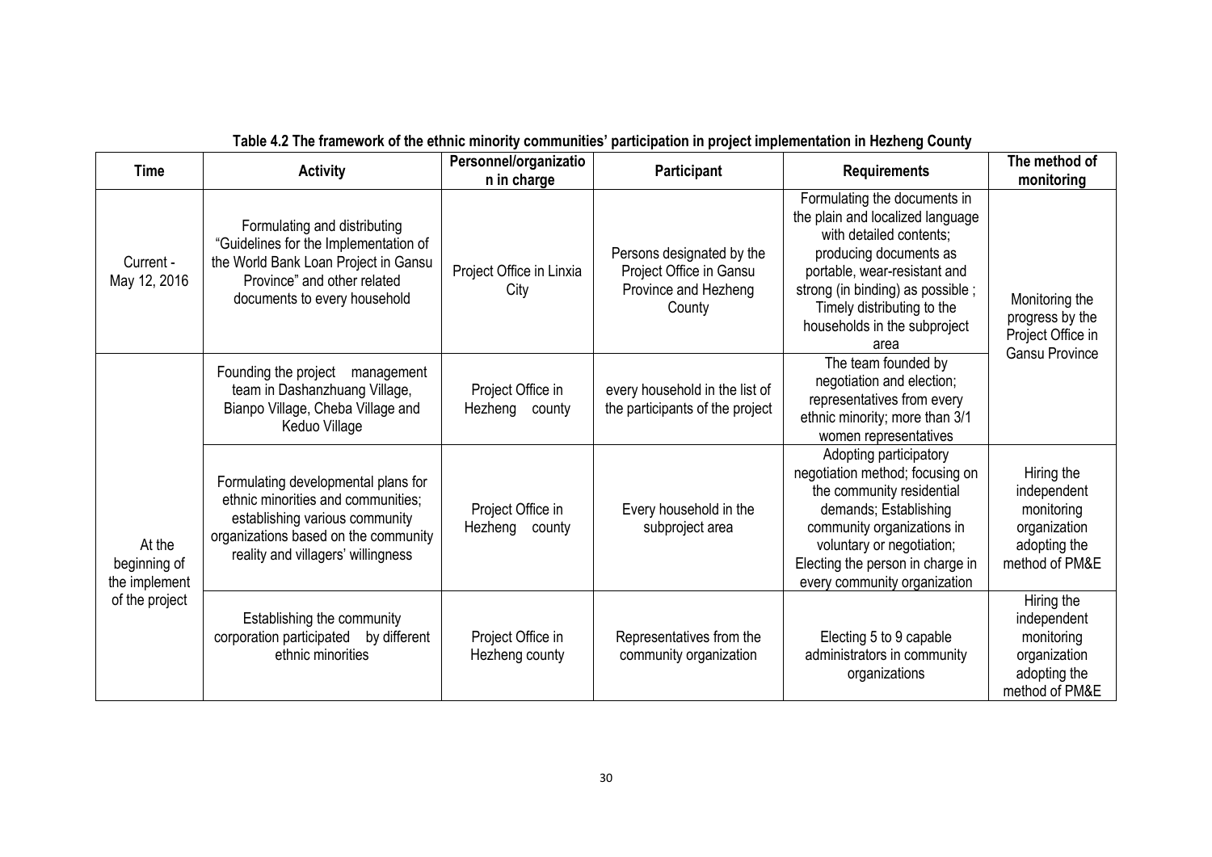**Table 4.2 The framework of the ethnic minority communities' participation in project implementation in Hezheng County**

| Time | Activity | Personnel/organization in charge | Participant | Requirements | The method of monitoring |
|---|---|---|---|---|---|
| Current - May 12, 2016 | Formulating and distributing "Guidelines for the Implementation of the World Bank Loan Project in Gansu Province" and other related documents to every household | Project Office in Linxia City | Persons designated by the Project Office in Gansu Province and Hezheng County | Formulating the documents in the plain and localized language with detailed contents; producing documents as portable, wear-resistant and strong (in binding) as possible ; Timely distributing to the households in the subproject area | Monitoring the progress by the Project Office in Gansu Province |
| At the beginning of the implement of the project | Founding the project management team in Dashanzhuang Village, Bianpo Village, Cheba Village and Keduo Village | Project Office in Hezheng county | every household in the list of the participants of the project | The team founded by negotiation and election; representatives from every ethnic minority; more than 3/1 women representatives | Monitoring the progress by the Project Office in Gansu Province |
| | Formulating developmental plans for ethnic minorities and communities; establishing various community organizations based on the community reality and villagers' willingness | Project Office in Hezheng county | Every household in the subproject area | Adopting participatory negotiation method; focusing on the community residential demands; Establishing community organizations in voluntary or negotiation; Electing the person in charge in every community organization | Hiring the independent monitoring organization adopting the method of PM&E |
| | Establishing the community corporation participated by different ethnic minorities | Project Office in Hezheng county | Representatives from the community organization | Electing 5 to 9 capable administrators in community organizations | Hiring the independent monitoring organization adopting the method of PM&E |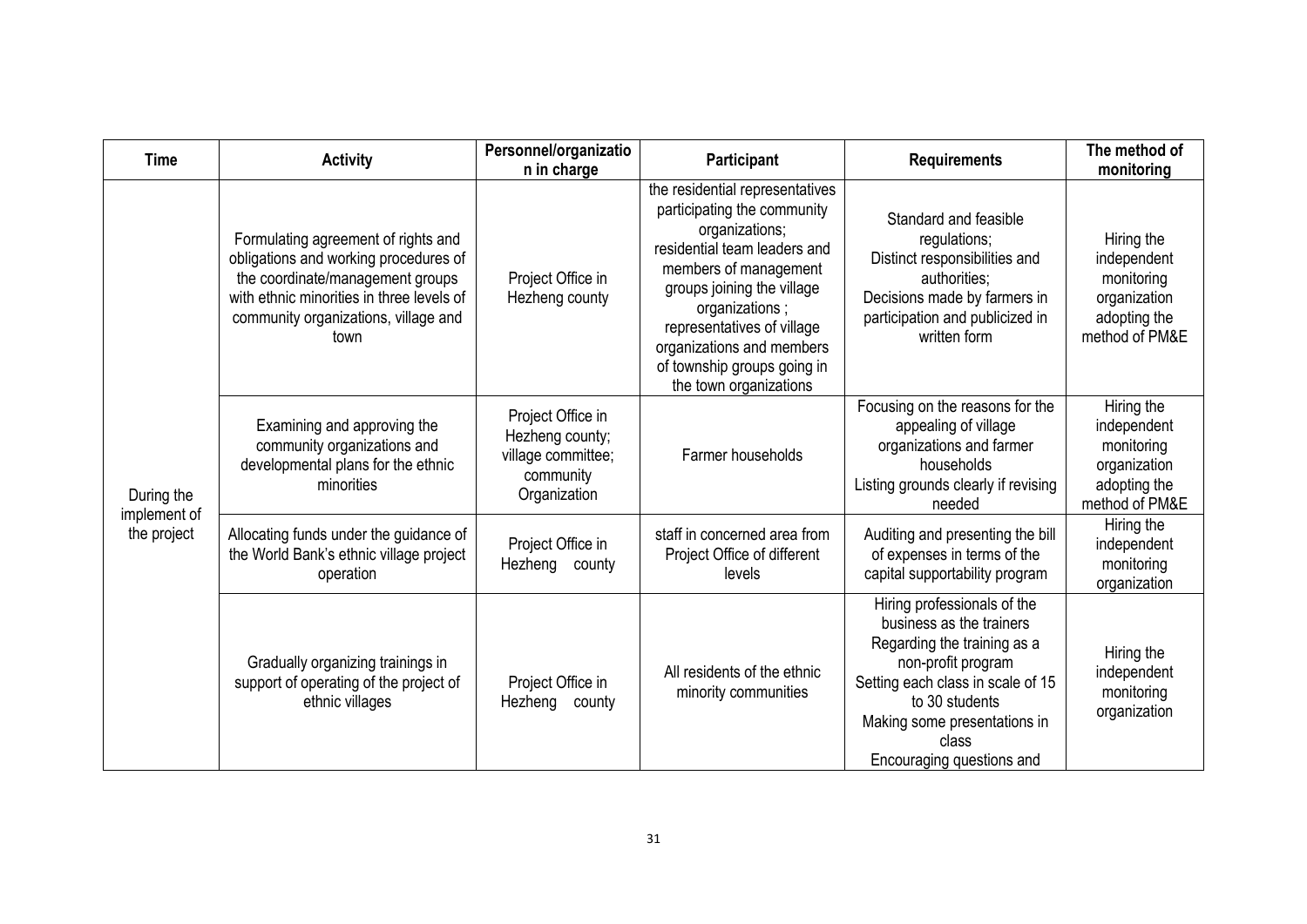| Time | Activity | Personnel/organization in charge | Participant | Requirements | The method of monitoring |
|---|---|---|---|---|---|
| During the implement of the project | Formulating agreement of rights and obligations and working procedures of the coordinate/management groups with ethnic minorities in three levels of community organizations, village and town | Project Office in Hezheng county | the residential representatives participating the community organizations; residential team leaders and members of management groups joining the village organizations ; representatives of village organizations and members of township groups going in the town organizations | Standard and feasible regulations; Distinct responsibilities and authorities; Decisions made by farmers in participation and publicized in written form | Hiring the independent monitoring organization adopting the method of PM&E |
| | Examining and approving the community organizations and developmental plans for the ethnic minorities | Project Office in Hezheng county; village committee; community Organization | Farmer households | Focusing on the reasons for the appealing of village organizations and farmer households Listing grounds clearly if revising needed | Hiring the independent monitoring organization adopting the method of PM&E |
| | Allocating funds under the guidance of the World Bank's ethnic village project operation | Project Office in Hezheng county | staff in concerned area from Project Office of different levels | Auditing and presenting the bill of expenses in terms of the capital supportability program | Hiring the independent monitoring organization |
| | Gradually organizing trainings in support of operating of the project of ethnic villages | Project Office in Hezheng county | All residents of the ethnic minority communities | Hiring professionals of the business as the trainers Regarding the training as a non-profit program Setting each class in scale of 15 to 30 students Making some presentations in class Encouraging questions and | Hiring the independent monitoring organization |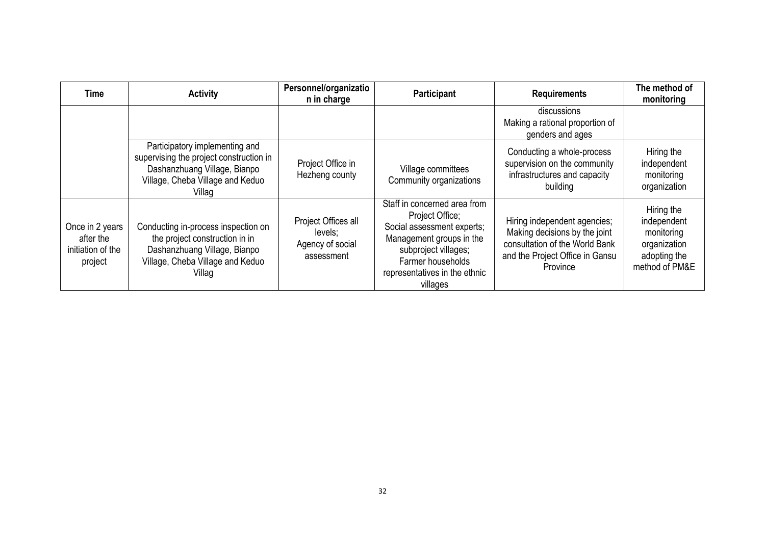| Time | Activity | Personnel/organization in charge | Participant | Requirements | The method of monitoring |
|---|---|---|---|---|---|
| | | | | discussions<br>Making a rational proportion of genders and ages | |
| | Participatory implementing and supervising the project construction in Dashanzhuang Village, Bianpo Village, Cheba Village and Keduo Villag | Project Office in Hezheng county | Village committees<br>Community organizations | Conducting a whole-process supervision on the community infrastructures and capacity building | Hiring the independent monitoring organization |
| Once in 2 years after the initiation of the project | Conducting in-process inspection on the project construction in in Dashanzhuang Village, Bianpo Village, Cheba Village and Keduo Villag | Project Offices all levels;<br>Agency of social assessment | Staff in concerned area from Project Office;<br>Social assessment experts;<br>Management groups in the subproject villages;<br>Farmer households representatives in the ethnic villages | Hiring independent agencies;<br>Making decisions by the joint consultation of the World Bank and the Project Office in Gansu Province | Hiring the independent monitoring organization adopting the method of PM&E |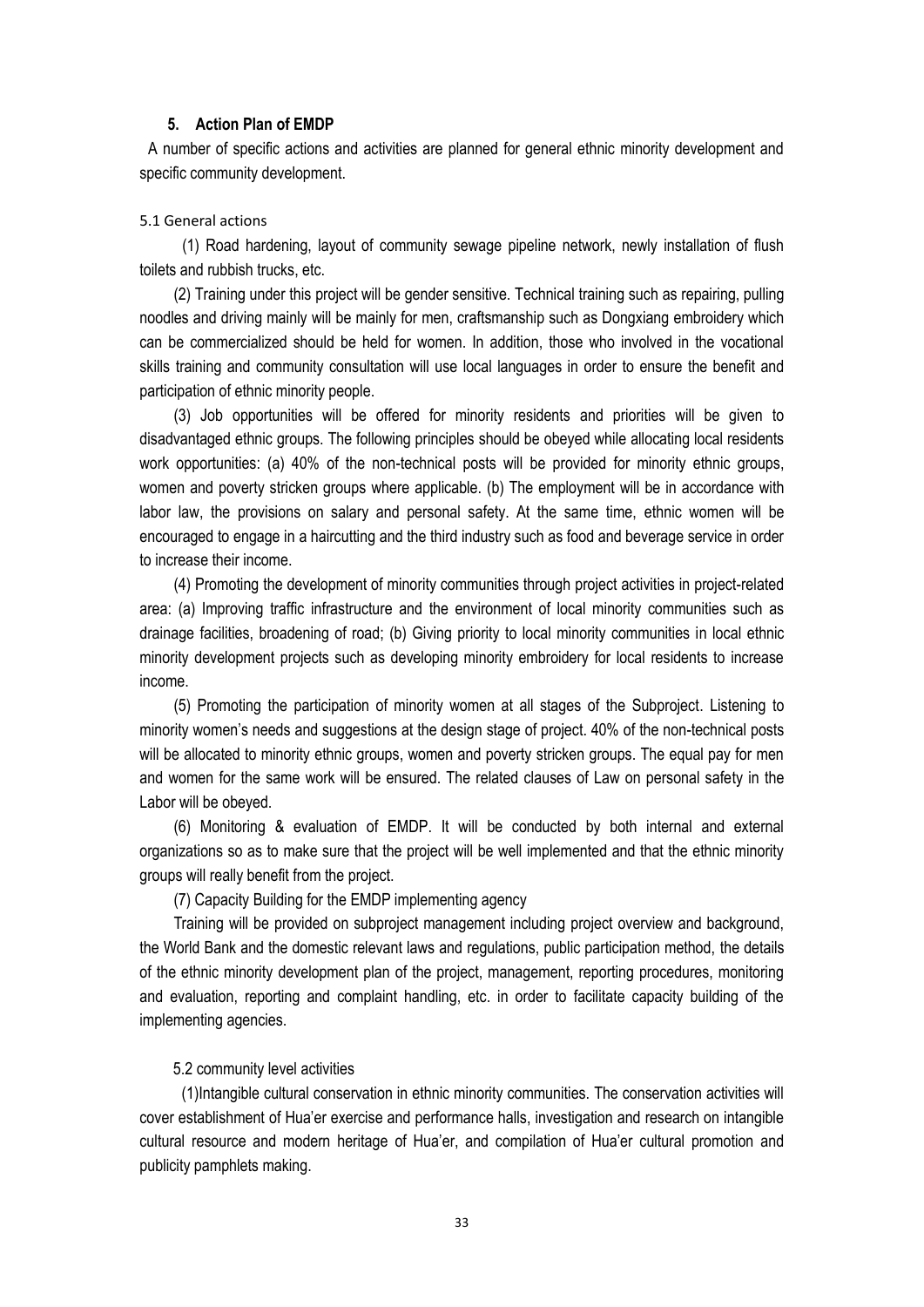### 5. Action Plan of EMDP

A number of specific actions and activities are planned for general ethnic minority development and specific community development.

#### 5.1 General actions

(1) Road hardening, layout of community sewage pipeline network, newly installation of flush toilets and rubbish trucks, etc.

(2) Training under this project will be gender sensitive. Technical training such as repairing, pulling noodles and driving mainly will be mainly for men, craftsmanship such as Dongxiang embroidery which can be commercialized should be held for women. In addition, those who involved in the vocational skills training and community consultation will use local languages in order to ensure the benefit and participation of ethnic minority people.

(3) Job opportunities will be offered for minority residents and priorities will be given to disadvantaged ethnic groups. The following principles should be obeyed while allocating local residents work opportunities: (a) 40% of the non-technical posts will be provided for minority ethnic groups, women and poverty stricken groups where applicable. (b) The employment will be in accordance with labor law, the provisions on salary and personal safety. At the same time, ethnic women will be encouraged to engage in a haircutting and the third industry such as food and beverage service in order to increase their income.

(4) Promoting the development of minority communities through project activities in project-related area: (a) Improving traffic infrastructure and the environment of local minority communities such as drainage facilities, broadening of road; (b) Giving priority to local minority communities in local ethnic minority development projects such as developing minority embroidery for local residents to increase income.

(5) Promoting the participation of minority women at all stages of the Subproject. Listening to minority women's needs and suggestions at the design stage of project. 40% of the non-technical posts will be allocated to minority ethnic groups, women and poverty stricken groups. The equal pay for men and women for the same work will be ensured. The related clauses of Law on personal safety in the Labor will be obeyed.

(6) Monitoring & evaluation of EMDP. It will be conducted by both internal and external organizations so as to make sure that the project will be well implemented and that the ethnic minority groups will really benefit from the project.

(7) Capacity Building for the EMDP implementing agency

Training will be provided on subproject management including project overview and background, the World Bank and the domestic relevant laws and regulations, public participation method, the details of the ethnic minority development plan of the project, management, reporting procedures, monitoring and evaluation, reporting and complaint handling, etc. in order to facilitate capacity building of the implementing agencies.

#### 5.2 community level activities

(1)Intangible cultural conservation in ethnic minority communities. The conservation activities will cover establishment of Hua'er exercise and performance halls, investigation and research on intangible cultural resource and modern heritage of Hua'er, and compilation of Hua'er cultural promotion and publicity pamphlets making.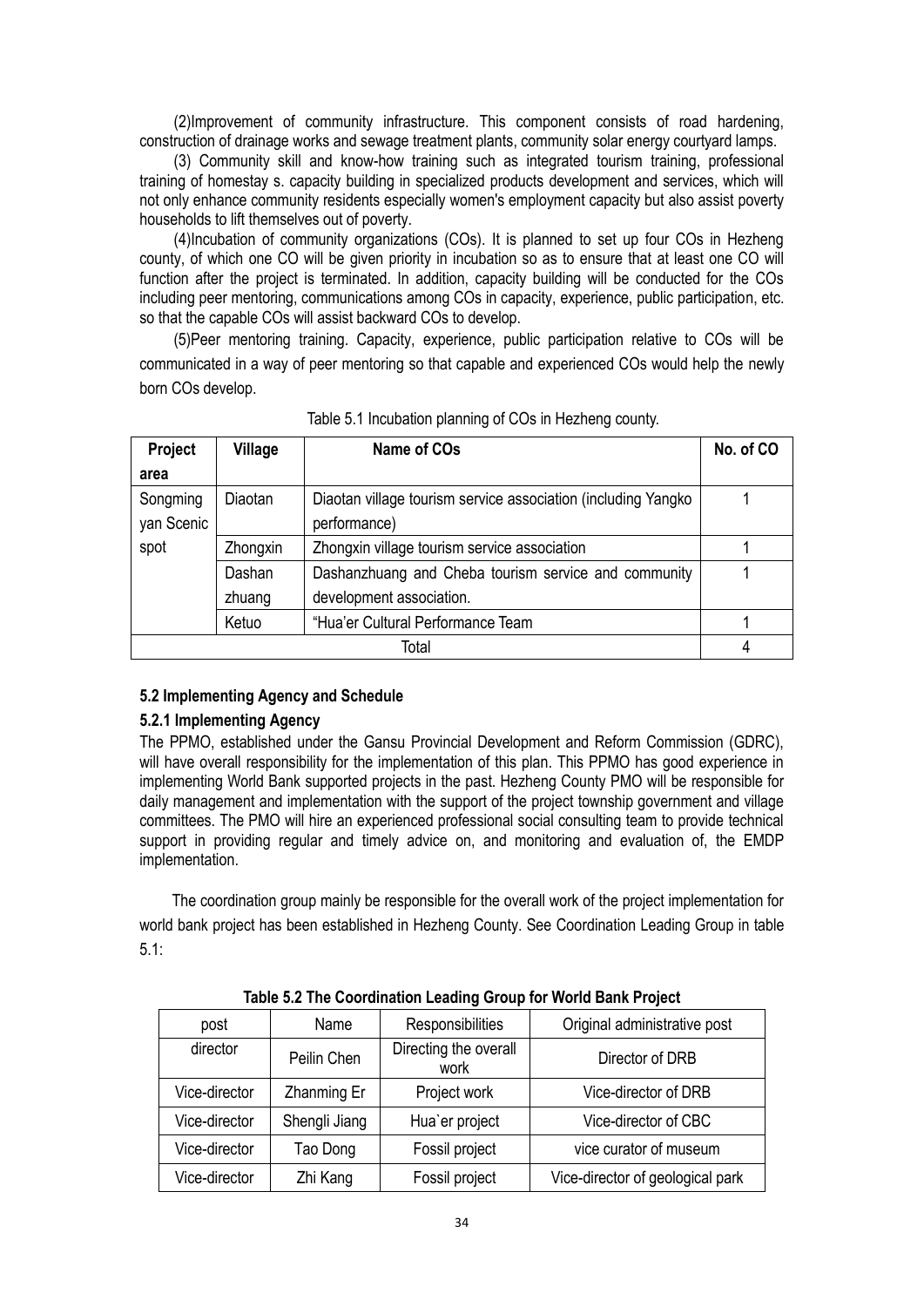(2)Improvement of community infrastructure. This component consists of road hardening, construction of drainage works and sewage treatment plants, community solar energy courtyard lamps.

(3) Community skill and know-how training such as integrated tourism training, professional training of homestay s. capacity building in specialized products development and services, which will not only enhance community residents especially women's employment capacity but also assist poverty households to lift themselves out of poverty.

(4)Incubation of community organizations (COs). It is planned to set up four COs in Hezheng county, of which one CO will be given priority in incubation so as to ensure that at least one CO will function after the project is terminated. In addition, capacity building will be conducted for the COs including peer mentoring, communications among COs in capacity, experience, public participation, etc. so that the capable COs will assist backward COs to develop.

(5)Peer mentoring training. Capacity, experience, public participation relative to COs will be communicated in a way of peer mentoring so that capable and experienced COs would help the newly born COs develop.

Table 5.1 Incubation planning of COs in Hezheng county.

| Project area | Village | Name of COs | No. of CO |
|---|---|---|---|
| Songming yan Scenic spot | Diaotan | Diaotan village tourism service association (including Yangko performance) | 1 |
| | Zhongxin | Zhongxin village tourism service association | 1 |
| | Dashan zhuang | Dashanzhuang and Cheba tourism service and community development association. | 1 |
| | Ketuo | "Hua'er Cultural Performance Team | 1 |
| Total | | | 4 |

### 5.2 Implementing Agency and Schedule

#### 5.2.1 Implementing Agency

The PPMO, established under the Gansu Provincial Development and Reform Commission (GDRC), will have overall responsibility for the implementation of this plan. This PPMO has good experience in implementing World Bank supported projects in the past. Hezheng County PMO will be responsible for daily management and implementation with the support of the project township government and village committees. The PMO will hire an experienced professional social consulting team to provide technical support in providing regular and timely advice on, and monitoring and evaluation of, the EMDP implementation.

The coordination group mainly be responsible for the overall work of the project implementation for world bank project has been established in Hezheng County. See Coordination Leading Group in table 5.1:

**Table 5.2 The Coordination Leading Group for World Bank Project**

| post | Name | Responsibilities | Original administrative post |
|---|---|---|---|
| director | Peilin Chen | Directing the overall work | Director of DRB |
| Vice-director | Zhanming Er | Project work | Vice-director of DRB |
| Vice-director | Shengli Jiang | Hua`er project | Vice-director of CBC |
| Vice-director | Tao Dong | Fossil project | vice curator of museum |
| Vice-director | Zhi Kang | Fossil project | Vice-director of geological park |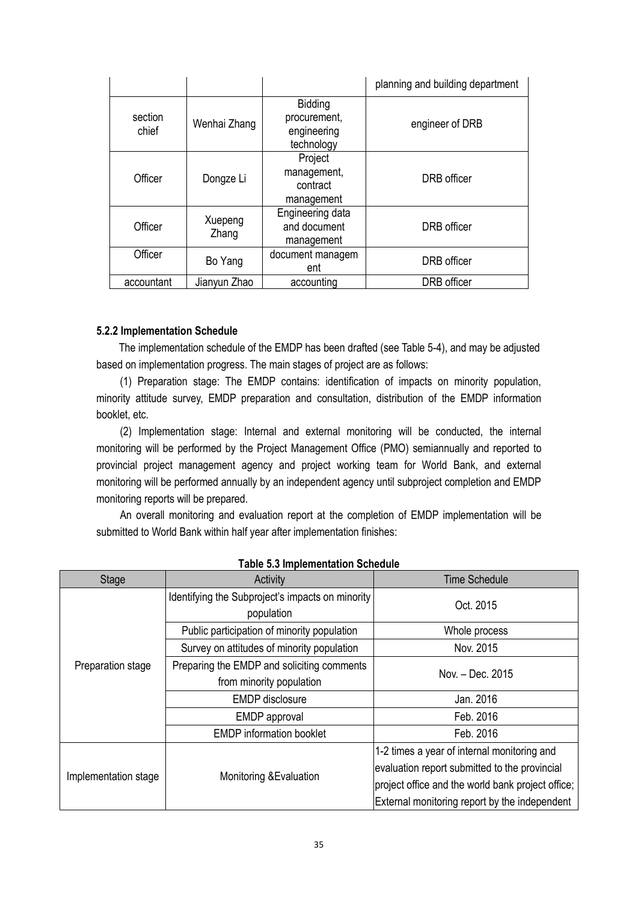| | | | planning and building department |
|---|---|---|---|
| section chief | Wenhai Zhang | Bidding procurement, engineering technology | engineer of DRB |
| Officer | Dongze Li | Project management, contract management | DRB officer |
| Officer | Xuepeng Zhang | Engineering data and document management | DRB officer |
| Officer | Bo Yang | document managem ent | DRB officer |
| accountant | Jianyun Zhao | accounting | DRB officer |

**5.2.2 Implementation Schedule**

The implementation schedule of the EMDP has been drafted (see Table 5-4), and may be adjusted based on implementation progress. The main stages of project are as follows:

(1) Preparation stage: The EMDP contains: identification of impacts on minority population, minority attitude survey, EMDP preparation and consultation, distribution of the EMDP information booklet, etc.

(2) Implementation stage: Internal and external monitoring will be conducted, the internal monitoring will be performed by the Project Management Office (PMO) semiannually and reported to provincial project management agency and project working team for World Bank, and external monitoring will be performed annually by an independent agency until subproject completion and EMDP monitoring reports will be prepared.

An overall monitoring and evaluation report at the completion of EMDP implementation will be submitted to World Bank within half year after implementation finishes:

**Table 5.3 Implementation Schedule**

| Stage | Activity | Time Schedule |
|---|---|---|
| Preparation stage | Identifying the Subproject's impacts on minority population | Oct. 2015 |
| | Public participation of minority population | Whole process |
| | Survey on attitudes of minority population | Nov. 2015 |
| | Preparing the EMDP and soliciting comments from minority population | Nov. – Dec. 2015 |
| | EMDP disclosure | Jan. 2016 |
| | EMDP approval | Feb. 2016 |
| | EMDP information booklet | Feb. 2016 |
| Implementation stage | Monitoring &Evaluation | 1-2 times a year of internal monitoring and evaluation report submitted to the provincial project office and the world bank project office; External monitoring report by the independent |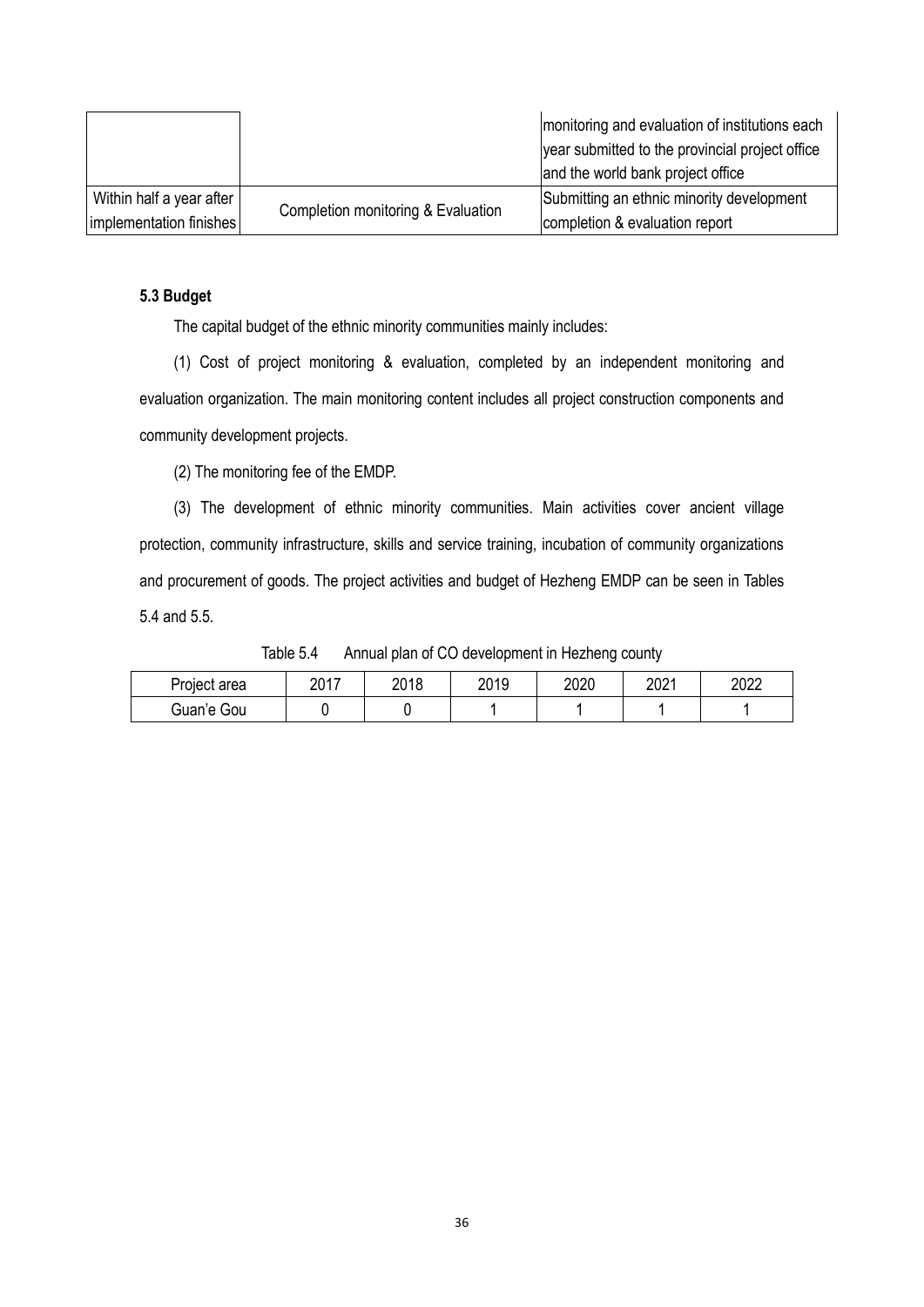| | | monitoring and evaluation of institutions each year submitted to the provincial project office and the world bank project office |
|---|---|---|
| Within half a year after implementation finishes | Completion monitoring & Evaluation | Submitting an ethnic minority development completion & evaluation report |

### 5.3 Budget

The capital budget of the ethnic minority communities mainly includes:

(1) Cost of project monitoring & evaluation, completed by an independent monitoring and evaluation organization. The main monitoring content includes all project construction components and community development projects.

(2) The monitoring fee of the EMDP.

(3) The development of ethnic minority communities. Main activities cover ancient village protection, community infrastructure, skills and service training, incubation of community organizations and procurement of goods. The project activities and budget of Hezheng EMDP can be seen in Tables 5.4 and 5.5.

Table 5.4 Annual plan of CO development in Hezheng county

| Project area | 2017 | 2018 | 2019 | 2020 | 2021 | 2022 |
|---|---|---|---|---|---|---|
| Guan'e Gou | 0 | 0 | 1 | 1 | 1 | 1 |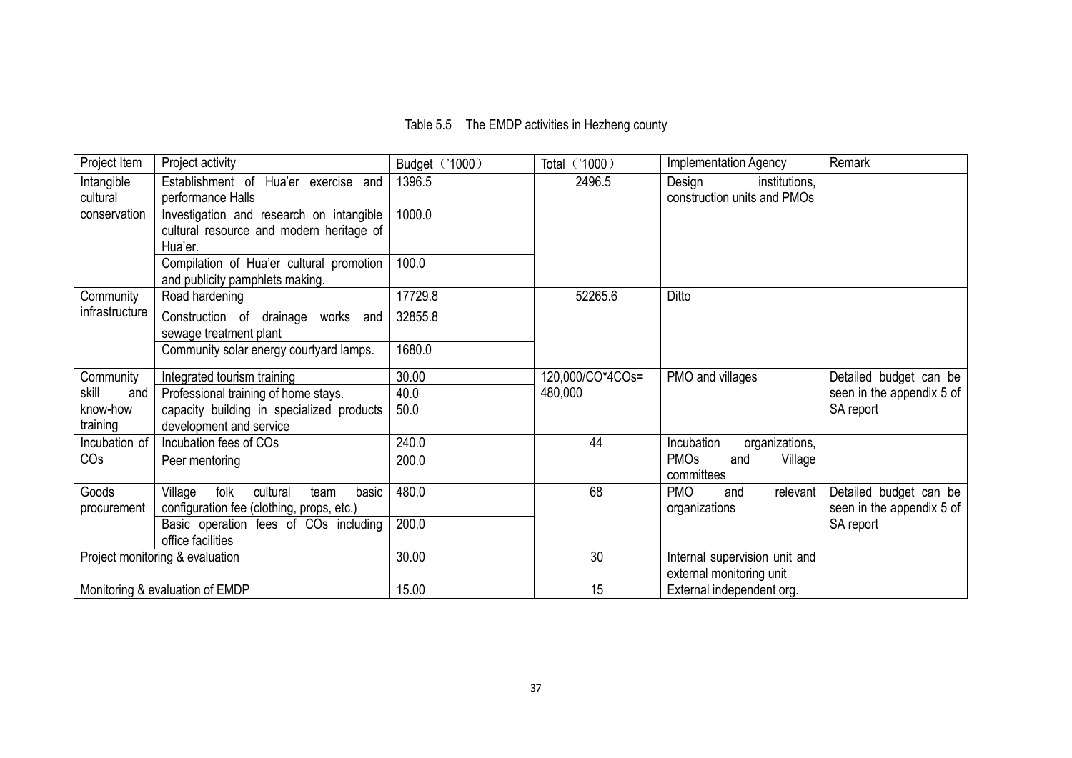Table 5.5 The EMDP activities in Hezheng county

| Project Item | Project activity | Budget（'1000） | Total（'1000） | Implementation Agency | Remark |
|---|---|---|---|---|---|
| Intangible cultural conservation | Establishment of Hua'er exercise and performance Halls | 1396.5 | 2496.5 | Design institutions, construction units and PMOs | |
| | Investigation and research on intangible cultural resource and modern heritage of Hua'er. | 1000.0 | | | |
| | Compilation of Hua'er cultural promotion and publicity pamphlets making. | 100.0 | | | |
| Community infrastructure | Road hardening | 17729.8 | 52265.6 | Ditto | |
| | Construction of drainage works and sewage treatment plant | 32855.8 | | | |
| | Community solar energy courtyard lamps. | 1680.0 | | | |
| Community skill and know-how training | Integrated tourism training | 30.00 | 120,000/CO*4COs= 480,000 | PMO and villages | Detailed budget can be seen in the appendix 5 of SA report |
| | Professional training of home stays. | 40.0 | | | |
| | capacity building in specialized products development and service | 50.0 | | | |
| Incubation of COs | Incubation fees of COs | 240.0 | 44 | Incubation organizations, PMOs and Village committees | |
| | Peer mentoring | 200.0 | | | |
| Goods procurement | Village folk cultural team basic configuration fee (clothing, props, etc.) | 480.0 | 68 | PMO and relevant organizations | Detailed budget can be seen in the appendix 5 of SA report |
| | Basic operation fees of COs including office facilities | 200.0 | | | |
| Project monitoring & evaluation | | 30.00 | 30 | Internal supervision unit and external monitoring unit | |
| Monitoring & evaluation of EMDP | | 15.00 | 15 | External independent org. | |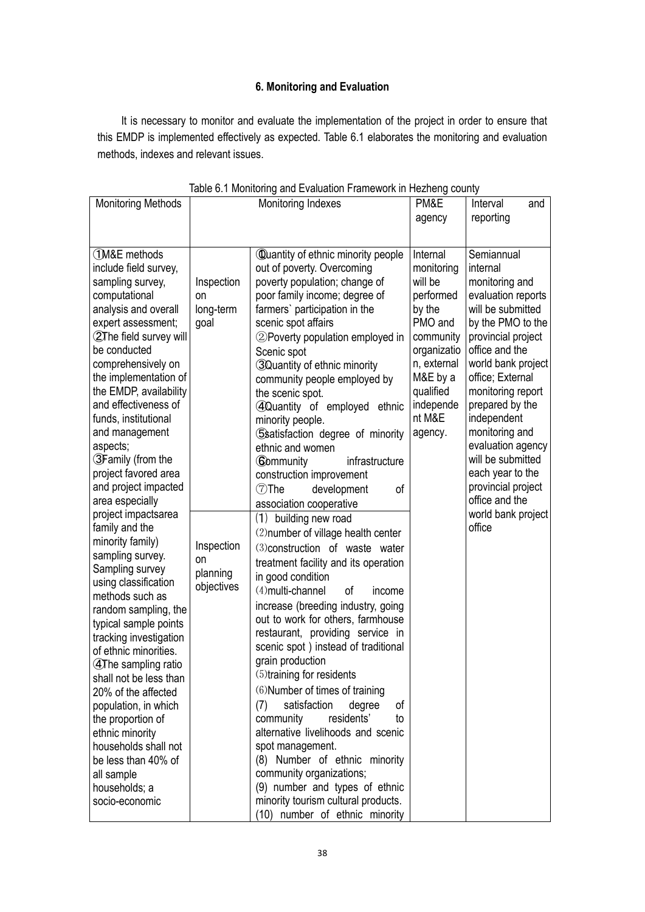## 6. Monitoring and Evaluation

It is necessary to monitor and evaluate the implementation of the project in order to ensure that this EMDP is implemented effectively as expected. Table 6.1 elaborates the monitoring and evaluation methods, indexes and relevant issues.

Table 6.1 Monitoring and Evaluation Framework in Hezheng county

| Monitoring Methods | Monitoring Indexes | | PM&E agency | Interval and reporting |
|---|---|---|---|---|
| ①M&E methods include field survey, sampling survey, computational analysis and overall expert assessment; ②The field survey will be conducted comprehensively on the implementation of the EMDP, availability and effectiveness of funds, institutional and management aspects; ③Family (from the project favored area and project impacted area especially project impactsarea family and the minority family) sampling survey. Sampling survey using classification methods such as random sampling, the typical sample points tracking investigation of ethnic minorities. ④The sampling ratio shall not be less than 20% of the affected population, in which the proportion of ethnic minority households shall not be less than 40% of all sample households; a socio-economic | Inspection on long-term goal | ①Quantity of ethnic minority people out of poverty. Overcoming poverty population; change of poor family income; degree of farmers` participation in the scenic spot affairs ②Poverty population employed in Scenic spot ③Quantity of ethnic minority community people employed by the scenic spot. ④Quantity of employed ethnic minority people. ⑤satisfaction degree of minority ethnic and women ⑥Community infrastructure construction improvement ⑦The development of association cooperative | Internal monitoring will be performed by the PMO and community organization, external M&E by a qualified independent M&E agency. | Semiannual internal monitoring and evaluation reports will be submitted by the PMO to the provincial project office and the world bank project office; External monitoring report prepared by the independent monitoring and evaluation agency will be submitted each year to the provincial project office and the world bank project office |
| | Inspection on planning objectives | (1) building new road (2)number of village health center (3)construction of waste water treatment facility and its operation in good condition (4)multi-channel of income increase (breeding industry, going out to work for others, farmhouse restaurant, providing service in scenic spot ) instead of traditional grain production (5)training for residents (6)Number of times of training (7) satisfaction degree of community residents' to alternative livelihoods and scenic spot management. (8) Number of ethnic minority community organizations; (9) number and types of ethnic minority tourism cultural products. (10) number of ethnic minority | | |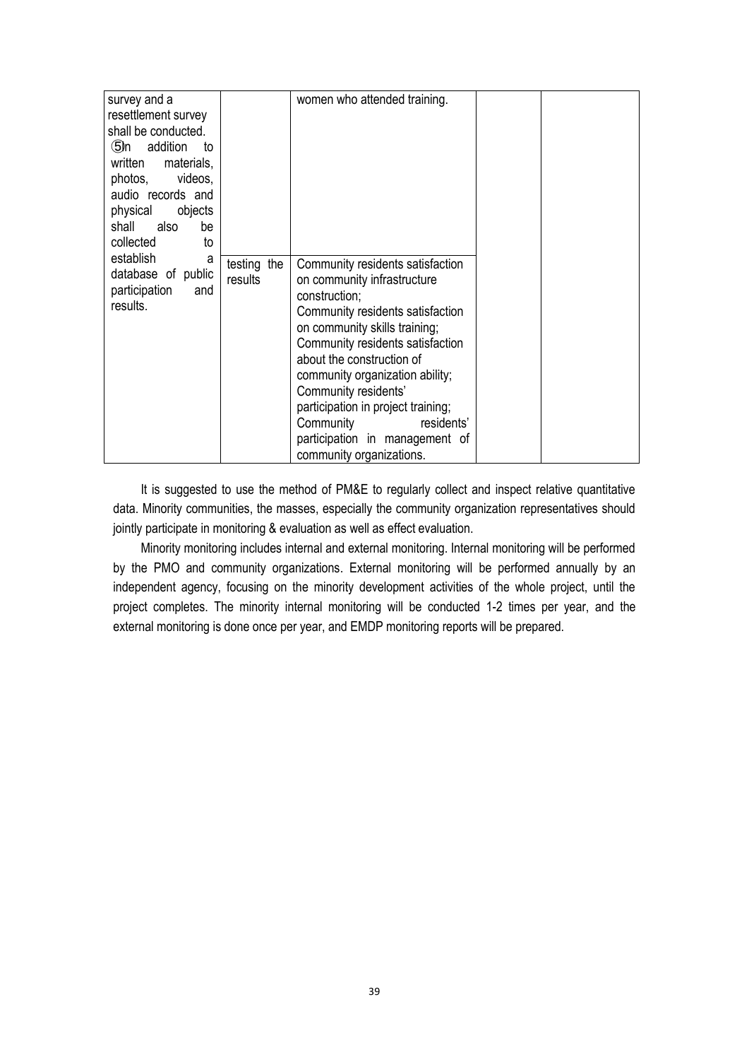| | | | | |
|---|---|---|---|---|
| survey and a resettlement survey shall be conducted. ⑤In addition to written materials, photos, videos, audio records and physical objects shall also be collected to establish a database of public participation and results. | | women who attended training. | | |
| | testing the results | Community residents satisfaction on community infrastructure construction; Community residents satisfaction on community skills training; Community residents satisfaction about the construction of community organization ability; Community residents' participation in project training; Community residents' participation in management of community organizations. | | |

It is suggested to use the method of PM&E to regularly collect and inspect relative quantitative data. Minority communities, the masses, especially the community organization representatives should jointly participate in monitoring & evaluation as well as effect evaluation.

Minority monitoring includes internal and external monitoring. Internal monitoring will be performed by the PMO and community organizations. External monitoring will be performed annually by an independent agency, focusing on the minority development activities of the whole project, until the project completes. The minority internal monitoring will be conducted 1-2 times per year, and the external monitoring is done once per year, and EMDP monitoring reports will be prepared.